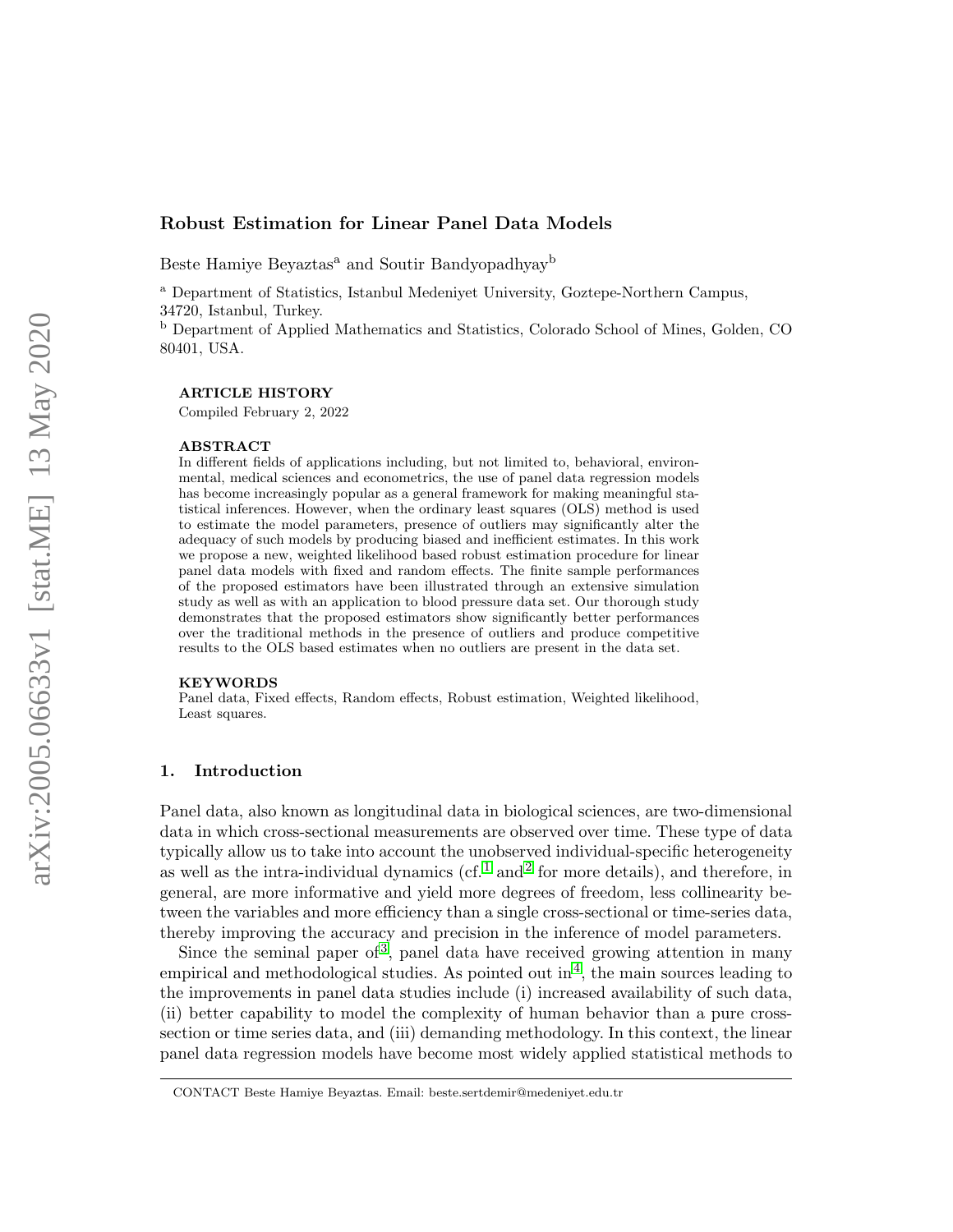# Robust Estimation for Linear Panel Data Models

Beste Hamiye Beyaztas[a] and Soutir Bandyopadhyay[b]

[a] Department of Statistics, Istanbul Medeniyet University, Goztepe-Northern Campus, 34720, Istanbul, Turkey.

[b] Department of Applied Mathematics and Statistics, Colorado School of Mines, Golden, CO 80401, USA.

**ARTICLE HISTORY**

Compiled February 2, 2022

**ABSTRACT**

In different fields of applications including, but not limited to, behavioral, environmental, medical sciences and econometrics, the use of panel data regression models has become increasingly popular as a general framework for making meaningful statistical inferences. However, when the ordinary least squares (OLS) method is used to estimate the model parameters, presence of outliers may significantly alter the adequacy of such models by producing biased and inefficient estimates. In this work we propose a new, weighted likelihood based robust estimation procedure for linear panel data models with fixed and random effects. The finite sample performances of the proposed estimators have been illustrated through an extensive simulation study as well as with an application to blood pressure data set. Our thorough study demonstrates that the proposed estimators show significantly better performances over the traditional methods in the presence of outliers and produce competitive results to the OLS based estimates when no outliers are present in the data set.

**KEYWORDS**

Panel data, Fixed effects, Random effects, Robust estimation, Weighted likelihood, Least squares.

## 1. Introduction

Panel data, also known as longitudinal data in biological sciences, are two-dimensional data in which cross-sectional measurements are observed over time. These type of data typically allow us to take into account the unobserved individual-specific heterogeneity as well as the intra-individual dynamics (cf.[1] and[2] for more details), and therefore, in general, are more informative and yield more degrees of freedom, less collinearity between the variables and more efficiency than a single cross-sectional or time-series data, thereby improving the accuracy and precision in the inference of model parameters.

Since the seminal paper of[3], panel data have received growing attention in many empirical and methodological studies. As pointed out in[4], the main sources leading to the improvements in panel data studies include (i) increased availability of such data, (ii) better capability to model the complexity of human behavior than a pure cross-section or time series data, and (iii) demanding methodology. In this context, the linear panel data regression models have become most widely applied statistical methods to

CONTACT Beste Hamiye Beyaztas. Email: beste.sertdemir@medeniyet.edu.tr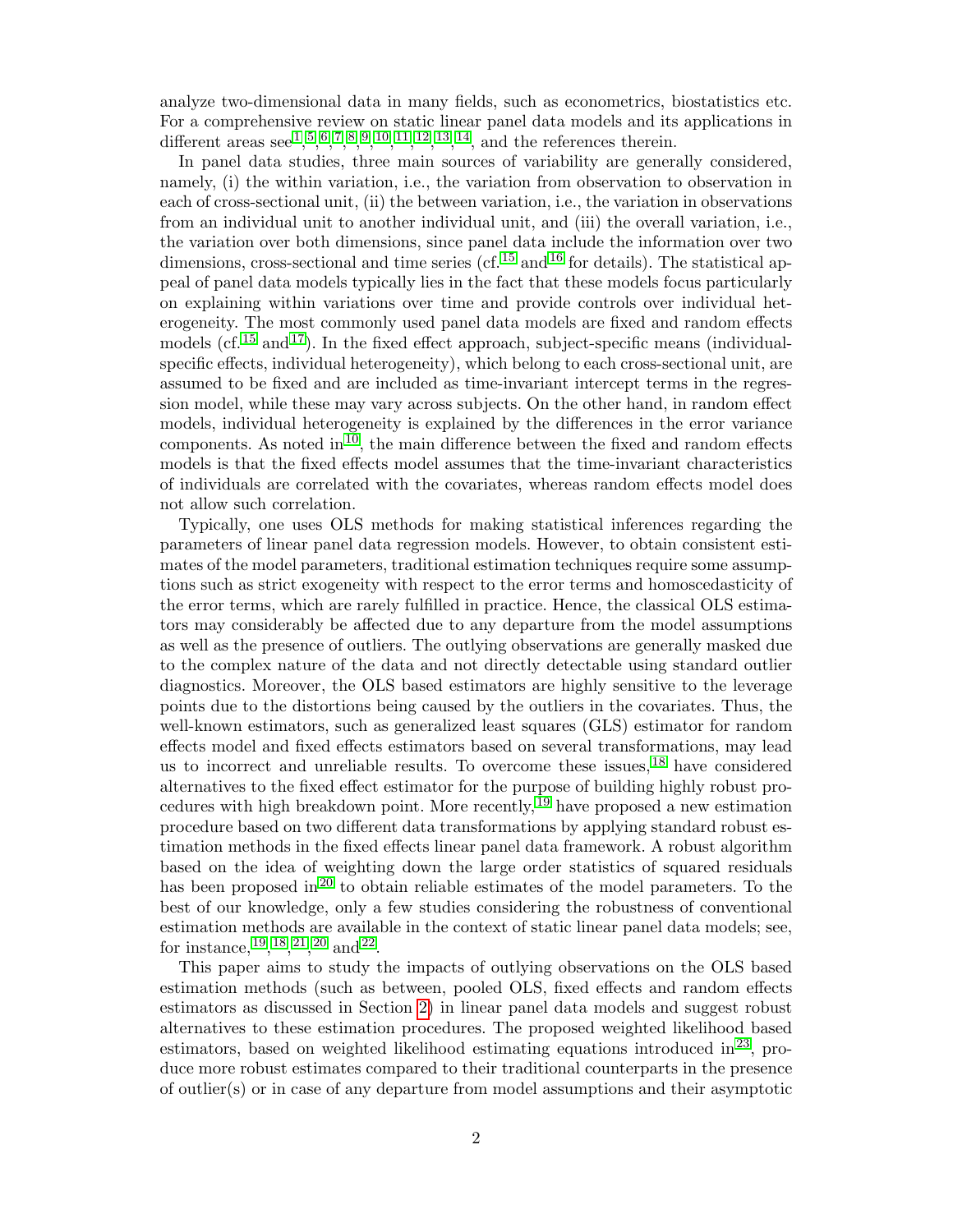analyze two-dimensional data in many fields, such as econometrics, biostatistics etc. For a comprehensive review on static linear panel data models and its applications in different areas see[1], [5], [6], [7], [8], [9], [10], [11], [12], [13], [14], and the references therein.

In panel data studies, three main sources of variability are generally considered, namely, (i) the within variation, i.e., the variation from observation to observation in each of cross-sectional unit, (ii) the between variation, i.e., the variation in observations from an individual unit to another individual unit, and (iii) the overall variation, i.e., the variation over both dimensions, since panel data include the information over two dimensions, cross-sectional and time series (cf.[15] and[16] for details). The statistical appeal of panel data models typically lies in the fact that these models focus particularly on explaining within variations over time and provide controls over individual heterogeneity. The most commonly used panel data models are fixed and random effects models (cf.[15] and[17]). In the fixed effect approach, subject-specific means (individual-specific effects, individual heterogeneity), which belong to each cross-sectional unit, are assumed to be fixed and are included as time-invariant intercept terms in the regression model, while these may vary across subjects. On the other hand, in random effect models, individual heterogeneity is explained by the differences in the error variance components. As noted in[10], the main difference between the fixed and random effects models is that the fixed effects model assumes that the time-invariant characteristics of individuals are correlated with the covariates, whereas random effects model does not allow such correlation.

Typically, one uses OLS methods for making statistical inferences regarding the parameters of linear panel data regression models. However, to obtain consistent estimates of the model parameters, traditional estimation techniques require some assumptions such as strict exogeneity with respect to the error terms and homoscedasticity of the error terms, which are rarely fulfilled in practice. Hence, the classical OLS estimators may considerably be affected due to any departure from the model assumptions as well as the presence of outliers. The outlying observations are generally masked due to the complex nature of the data and not directly detectable using standard outlier diagnostics. Moreover, the OLS based estimators are highly sensitive to the leverage points due to the distortions being caused by the outliers in the covariates. Thus, the well-known estimators, such as generalized least squares (GLS) estimator for random effects model and fixed effects estimators based on several transformations, may lead us to incorrect and unreliable results. To overcome these issues,[18] have considered alternatives to the fixed effect estimator for the purpose of building highly robust procedures with high breakdown point. More recently,[19] have proposed a new estimation procedure based on two different data transformations by applying standard robust estimation methods in the fixed effects linear panel data framework. A robust algorithm based on the idea of weighting down the large order statistics of squared residuals has been proposed in[20] to obtain reliable estimates of the model parameters. To the best of our knowledge, only a few studies considering the robustness of conventional estimation methods are available in the context of static linear panel data models; see, for instance,[19], [18], [21], [20] and[22].

This paper aims to study the impacts of outlying observations on the OLS based estimation methods (such as between, pooled OLS, fixed effects and random effects estimators as discussed in Section 2) in linear panel data models and suggest robust alternatives to these estimation procedures. The proposed weighted likelihood based estimators, based on weighted likelihood estimating equations introduced in[23], produce more robust estimates compared to their traditional counterparts in the presence of outlier(s) or in case of any departure from model assumptions and their asymptotic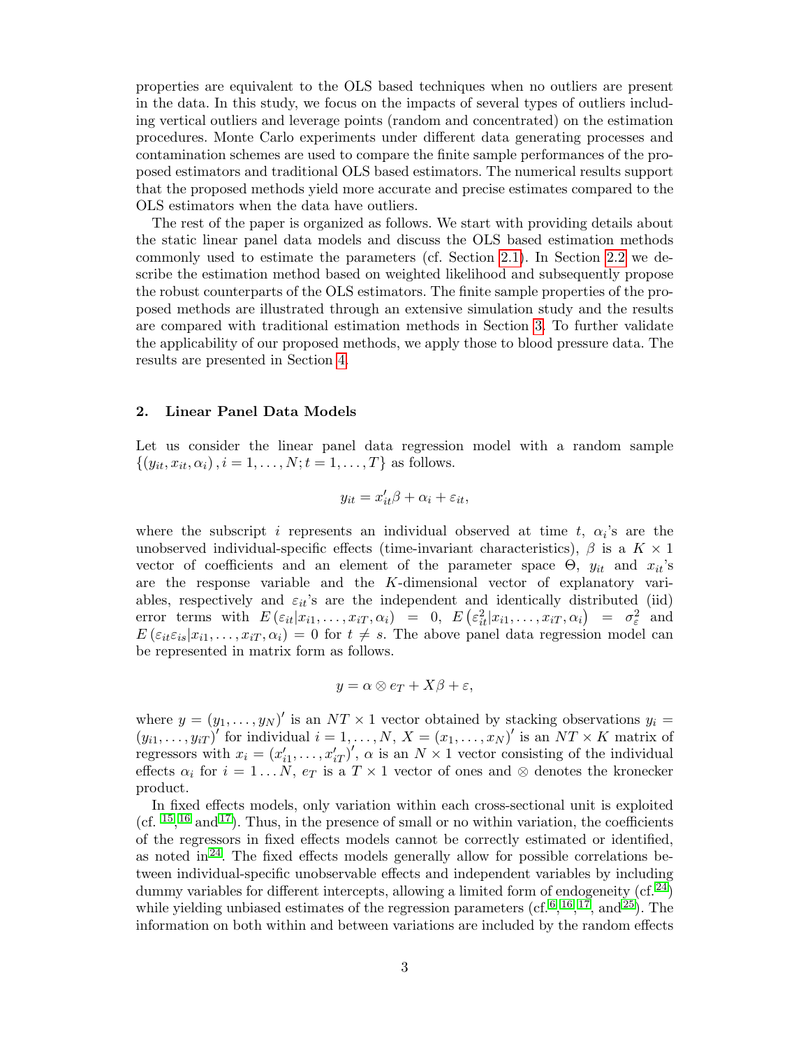properties are equivalent to the OLS based techniques when no outliers are present in the data. In this study, we focus on the impacts of several types of outliers including vertical outliers and leverage points (random and concentrated) on the estimation procedures. Monte Carlo experiments under different data generating processes and contamination schemes are used to compare the finite sample performances of the proposed estimators and traditional OLS based estimators. The numerical results support that the proposed methods yield more accurate and precise estimates compared to the OLS estimators when the data have outliers.

The rest of the paper is organized as follows. We start with providing details about the static linear panel data models and discuss the OLS based estimation methods commonly used to estimate the parameters (cf. Section 2.1). In Section 2.2 we describe the estimation method based on weighted likelihood and subsequently propose the robust counterparts of the OLS estimators. The finite sample properties of the proposed methods are illustrated through an extensive simulation study and the results are compared with traditional estimation methods in Section 3. To further validate the applicability of our proposed methods, we apply those to blood pressure data. The results are presented in Section 4.

## 2. Linear Panel Data Models

Let us consider the linear panel data regression model with a random sample $\{(y_{it}, x_{it}, \alpha_i), i = 1, \ldots, N; t = 1, \ldots, T\}$ as follows.

$$y_{it} = x_{it}'\beta + \alpha_i + \varepsilon_{it},$$

where the subscript $i$ represents an individual observed at time $t$, $\alpha_i$'s are the unobserved individual-specific effects (time-invariant characteristics), $\beta$ is a $K \times 1$ vector of coefficients and an element of the parameter space $\Theta$, $y_{it}$ and $x_{it}$'s are the response variable and the $K$-dimensional vector of explanatory variables, respectively and $\varepsilon_{it}$'s are the independent and identically distributed (iid) error terms with $E(\varepsilon_{it}|x_{i1}, \ldots, x_{iT}, \alpha_i) = 0$, $E(\varepsilon_{it}^2|x_{i1}, \ldots, x_{iT}, \alpha_i) = \sigma_\varepsilon^2$ and $E(\varepsilon_{it}\varepsilon_{is}|x_{i1}, \ldots, x_{iT}, \alpha_i) = 0$ for $t \neq s$. The above panel data regression model can be represented in matrix form as follows.

$$y = \alpha \otimes e_T + X\beta + \varepsilon,$$

where $y = (y_1, \ldots, y_N)'$ is an $NT \times 1$ vector obtained by stacking observations $y_i = (y_{i1}, \ldots, y_{iT})'$ for individual $i = 1, \ldots, N$, $X = (x_1, \ldots, x_N)'$ is an $NT \times K$ matrix of regressors with $x_i = (x_{i1}', \ldots, x_{iT}')'$, $\alpha$ is an $N \times 1$ vector consisting of the individual effects $\alpha_i$ for $i = 1 \ldots N$, $e_T$ is a $T \times 1$ vector of ones and $\otimes$ denotes the kronecker product.

In fixed effects models, only variation within each cross-sectional unit is exploited (cf. [15],[16] and[17]). Thus, in the presence of small or no within variation, the coefficients of the regressors in fixed effects models cannot be correctly estimated or identified, as noted in[24]. The fixed effects models generally allow for possible correlations between individual-specific unobservable effects and independent variables by including dummy variables for different intercepts, allowing a limited form of endogeneity (cf.[24]) while yielding unbiased estimates of the regression parameters (cf.[6],[16],[17], and[25]). The information on both within and between variations are included by the random effects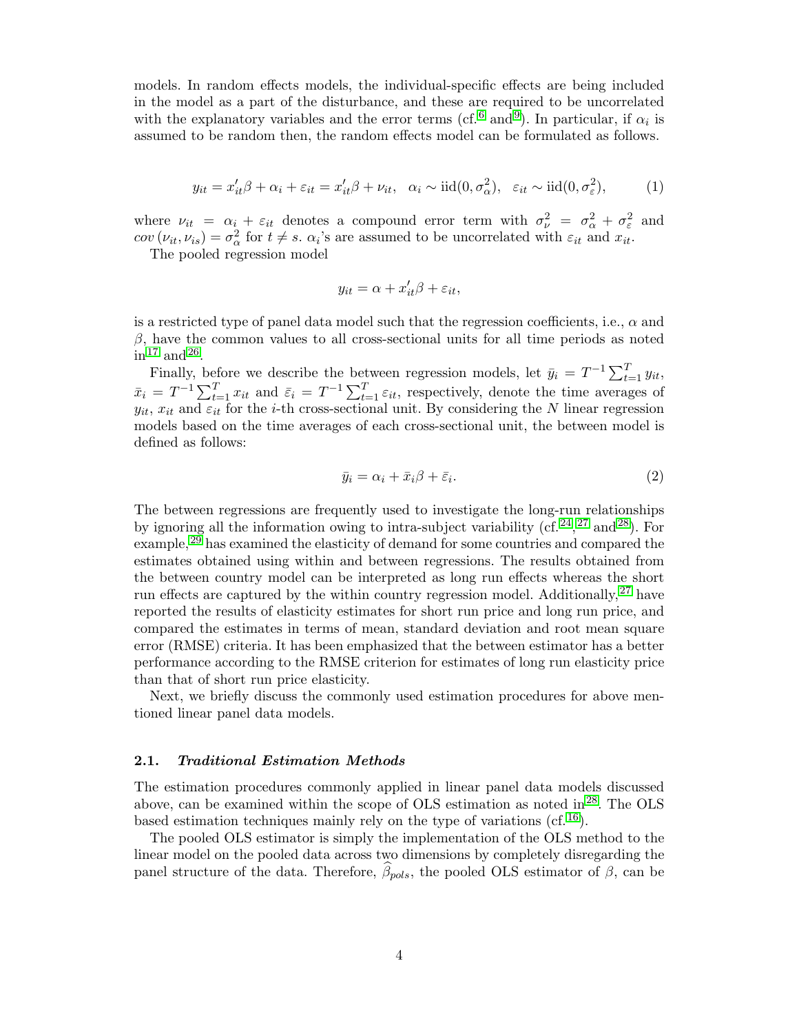models. In random effects models, the individual-specific effects are being included in the model as a part of the disturbance, and these are required to be uncorrelated with the explanatory variables and the error terms (cf.[6] and[9]). In particular, if $\alpha_i$ is assumed to be random then, the random effects model can be formulated as follows.

$$y_{it} = x_{it}'\beta + \alpha_i + \varepsilon_{it} = x_{it}'\beta + \nu_{it}, \quad \alpha_i \sim \text{iid}(0, \sigma_\alpha^2), \quad \varepsilon_{it} \sim \text{iid}(0, \sigma_\varepsilon^2), \tag{1}$$

where $\nu_{it} = \alpha_i + \varepsilon_{it}$ denotes a compound error term with $\sigma_\nu^2 = \sigma_\alpha^2 + \sigma_\varepsilon^2$ and $cov(\nu_{it}, \nu_{is}) = \sigma_\alpha^2$ for $t \neq s$. $\alpha_i$'s are assumed to be uncorrelated with $\varepsilon_{it}$ and $x_{it}$.

The pooled regression model

$$y_{it} = \alpha + x_{it}'\beta + \varepsilon_{it},$$

is a restricted type of panel data model such that the regression coefficients, i.e., $\alpha$ and $\beta$, have the common values to all cross-sectional units for all time periods as noted in[17] and[26].

Finally, before we describe the between regression models, let $\bar{y}_i = T^{-1}\sum_{t=1}^{T} y_{it}$, $\bar{x}_i = T^{-1}\sum_{t=1}^{T} x_{it}$ and $\bar{\varepsilon}_i = T^{-1}\sum_{t=1}^{T} \varepsilon_{it}$, respectively, denote the time averages of $y_{it}$, $x_{it}$ and $\varepsilon_{it}$ for the $i$-th cross-sectional unit. By considering the $N$ linear regression models based on the time averages of each cross-sectional unit, the between model is defined as follows:

$$\bar{y}_i = \alpha_i + \bar{x}_i\beta + \bar{\varepsilon}_i. \tag{2}$$

The between regressions are frequently used to investigate the long-run relationships by ignoring all the information owing to intra-subject variability (cf.[24],[27] and[28]). For example,[29] has examined the elasticity of demand for some countries and compared the estimates obtained using within and between regressions. The results obtained from the between country model can be interpreted as long run effects whereas the short run effects are captured by the within country regression model. Additionally,[27] have reported the results of elasticity estimates for short run price and long run price, and compared the estimates in terms of mean, standard deviation and root mean square error (RMSE) criteria. It has been emphasized that the between estimator has a better performance according to the RMSE criterion for estimates of long run elasticity price than that of short run price elasticity.

Next, we briefly discuss the commonly used estimation procedures for above mentioned linear panel data models.

### 2.1. *Traditional Estimation Methods*

The estimation procedures commonly applied in linear panel data models discussed above, can be examined within the scope of OLS estimation as noted in[28]. The OLS based estimation techniques mainly rely on the type of variations (cf.[16]).

The pooled OLS estimator is simply the implementation of the OLS method to the linear model on the pooled data across two dimensions by completely disregarding the panel structure of the data. Therefore, $\widehat{\beta}_{pols}$, the pooled OLS estimator of $\beta$, can be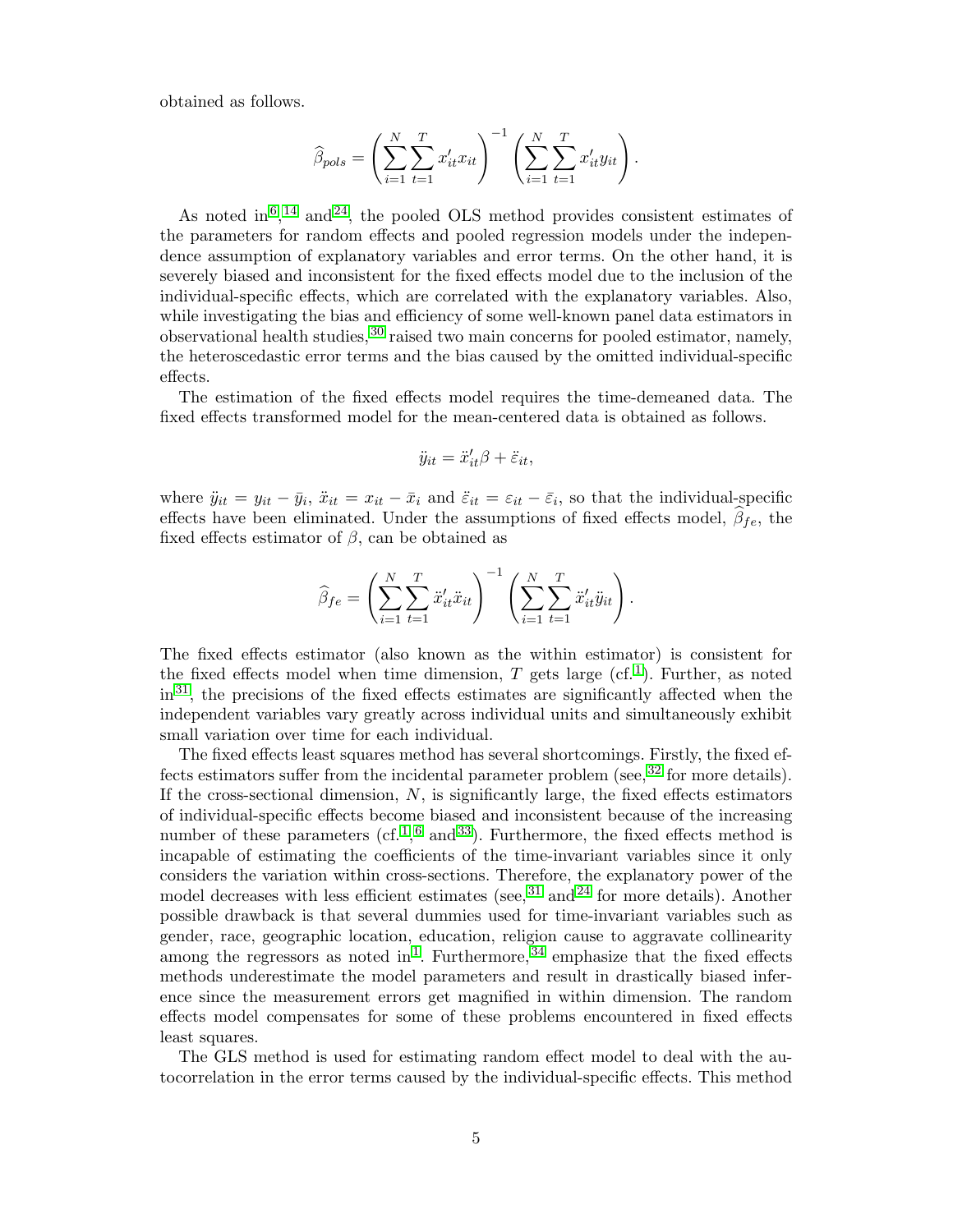obtained as follows.

$$\widehat{\beta}_{pols} = \left(\sum_{i=1}^{N}\sum_{t=1}^{T} x'_{it}x_{it}\right)^{-1}\left(\sum_{i=1}^{N}\sum_{t=1}^{T} x'_{it}y_{it}\right).$$

As noted in[6], [14] and[24], the pooled OLS method provides consistent estimates of the parameters for random effects and pooled regression models under the independence assumption of explanatory variables and error terms. On the other hand, it is severely biased and inconsistent for the fixed effects model due to the inclusion of the individual-specific effects, which are correlated with the explanatory variables. Also, while investigating the bias and efficiency of some well-known panel data estimators in observational health studies,[30] raised two main concerns for pooled estimator, namely, the heteroscedastic error terms and the bias caused by the omitted individual-specific effects.

The estimation of the fixed effects model requires the time-demeaned data. The fixed effects transformed model for the mean-centered data is obtained as follows.

$$\ddot{y}_{it} = \ddot{x}'_{it}\beta + \ddot{\varepsilon}_{it},$$

where $\ddot{y}_{it} = y_{it} - \bar{y}_i$, $\ddot{x}_{it} = x_{it} - \bar{x}_i$ and $\ddot{\varepsilon}_{it} = \varepsilon_{it} - \bar{\varepsilon}_i$, so that the individual-specific effects have been eliminated. Under the assumptions of fixed effects model, $\widehat{\beta}_{fe}$, the fixed effects estimator of $\beta$, can be obtained as

$$\widehat{\beta}_{fe} = \left(\sum_{i=1}^{N}\sum_{t=1}^{T} \ddot{x}'_{it}\ddot{x}_{it}\right)^{-1}\left(\sum_{i=1}^{N}\sum_{t=1}^{T} \ddot{x}'_{it}\ddot{y}_{it}\right).$$

The fixed effects estimator (also known as the within estimator) is consistent for the fixed effects model when time dimension, $T$ gets large (cf.[1]). Further, as noted in[31], the precisions of the fixed effects estimates are significantly affected when the independent variables vary greatly across individual units and simultaneously exhibit small variation over time for each individual.

The fixed effects least squares method has several shortcomings. Firstly, the fixed effects estimators suffer from the incidental parameter problem (see,[32] for more details). If the cross-sectional dimension, $N$, is significantly large, the fixed effects estimators of individual-specific effects become biased and inconsistent because of the increasing number of these parameters (cf.[1], [6] and[33]). Furthermore, the fixed effects method is incapable of estimating the coefficients of the time-invariant variables since it only considers the variation within cross-sections. Therefore, the explanatory power of the model decreases with less efficient estimates (see,[31] and[24] for more details). Another possible drawback is that several dummies used for time-invariant variables such as gender, race, geographic location, education, religion cause to aggravate collinearity among the regressors as noted in[1]. Furthermore,[34] emphasize that the fixed effects methods underestimate the model parameters and result in drastically biased inference since the measurement errors get magnified in within dimension. The random effects model compensates for some of these problems encountered in fixed effects least squares.

The GLS method is used for estimating random effect model to deal with the autocorrelation in the error terms caused by the individual-specific effects. This method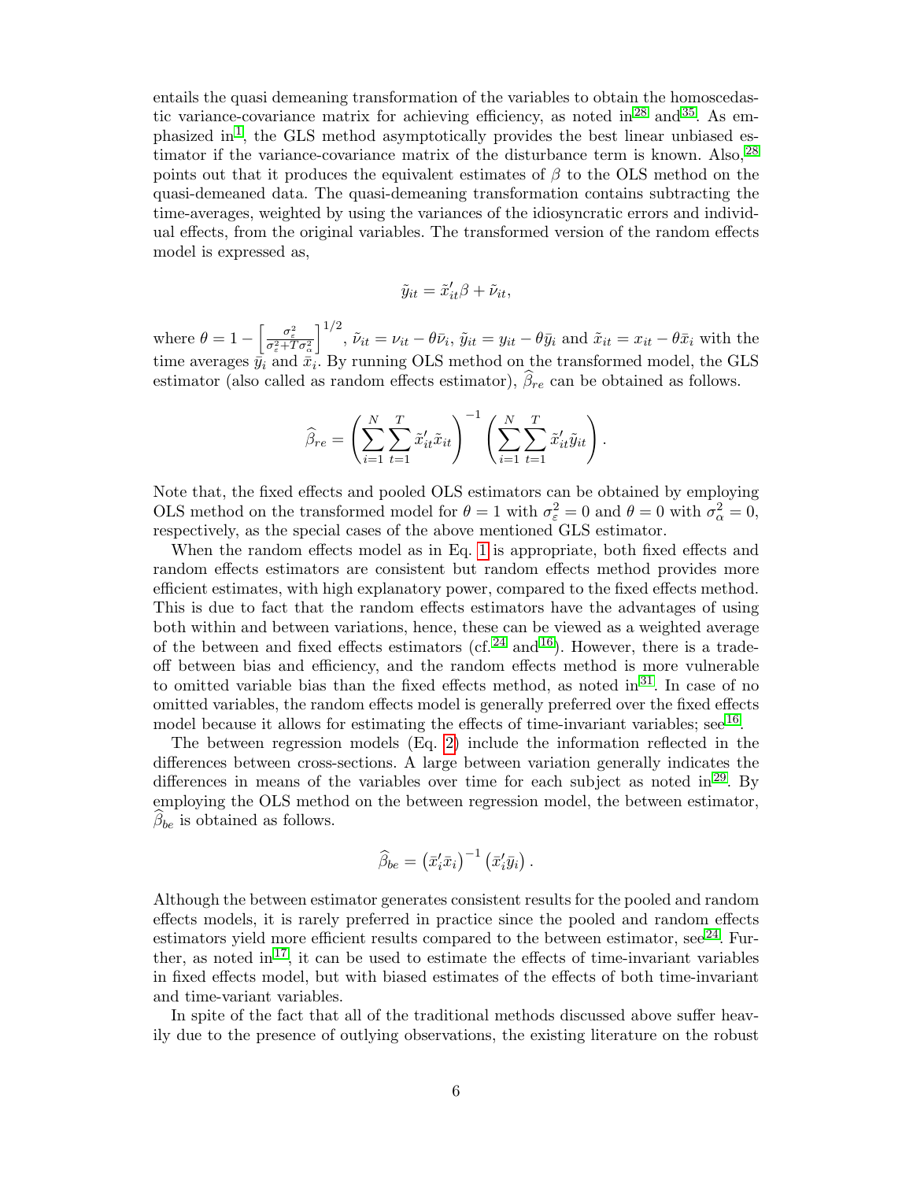entails the quasi demeaning transformation of the variables to obtain the homoscedastic variance-covariance matrix for achieving efficiency, as noted in[28] and[35]. As emphasized in[1], the GLS method asymptotically provides the best linear unbiased estimator if the variance-covariance matrix of the disturbance term is known. Also,[28] points out that it produces the equivalent estimates of $\beta$ to the OLS method on the quasi-demeaned data. The quasi-demeaning transformation contains subtracting the time-averages, weighted by using the variances of the idiosyncratic errors and individual effects, from the original variables. The transformed version of the random effects model is expressed as,

$$\tilde{y}_{it} = \tilde{x}_{it}'\beta + \tilde{\nu}_{it},$$

where $\theta = 1 - \left[\frac{\sigma_\varepsilon^2}{\sigma_\varepsilon^2 + T\sigma_\alpha^2}\right]^{1/2}$, $\tilde{\nu}_{it} = \nu_{it} - \theta\bar{\nu}_i$, $\tilde{y}_{it} = y_{it} - \theta\bar{y}_i$ and $\tilde{x}_{it} = x_{it} - \theta\bar{x}_i$ with the time averages $\bar{y}_i$ and $\bar{x}_i$. By running OLS method on the transformed model, the GLS estimator (also called as random effects estimator), $\widehat{\beta}_{re}$ can be obtained as follows.

$$\widehat{\beta}_{re} = \left(\sum_{i=1}^{N}\sum_{t=1}^{T}\tilde{x}_{it}'\tilde{x}_{it}\right)^{-1}\left(\sum_{i=1}^{N}\sum_{t=1}^{T}\tilde{x}_{it}'\tilde{y}_{it}\right).$$

Note that, the fixed effects and pooled OLS estimators can be obtained by employing OLS method on the transformed model for $\theta = 1$ with $\sigma_\varepsilon^2 = 0$ and $\theta = 0$ with $\sigma_\alpha^2 = 0$, respectively, as the special cases of the above mentioned GLS estimator.

When the random effects model as in Eq. 1 is appropriate, both fixed effects and random effects estimators are consistent but random effects method provides more efficient estimates, with high explanatory power, compared to the fixed effects method. This is due to fact that the random effects estimators have the advantages of using both within and between variations, hence, these can be viewed as a weighted average of the between and fixed effects estimators (cf.[24] and[16]). However, there is a trade-off between bias and efficiency, and the random effects method is more vulnerable to omitted variable bias than the fixed effects method, as noted in[31]. In case of no omitted variables, the random effects model is generally preferred over the fixed effects model because it allows for estimating the effects of time-invariant variables; see[16].

The between regression models (Eq. 2) include the information reflected in the differences between cross-sections. A large between variation generally indicates the differences in means of the variables over time for each subject as noted in[29]. By employing the OLS method on the between regression model, the between estimator, $\widehat{\beta}_{be}$ is obtained as follows.

$$\widehat{\beta}_{be} = \left(\bar{x}_i'\bar{x}_i\right)^{-1}\left(\bar{x}_i'\bar{y}_i\right).$$

Although the between estimator generates consistent results for the pooled and random effects models, it is rarely preferred in practice since the pooled and random effects estimators yield more efficient results compared to the between estimator, see[24]. Further, as noted in[17], it can be used to estimate the effects of time-invariant variables in fixed effects model, but with biased estimates of the effects of both time-invariant and time-variant variables.

In spite of the fact that all of the traditional methods discussed above suffer heavily due to the presence of outlying observations, the existing literature on the robust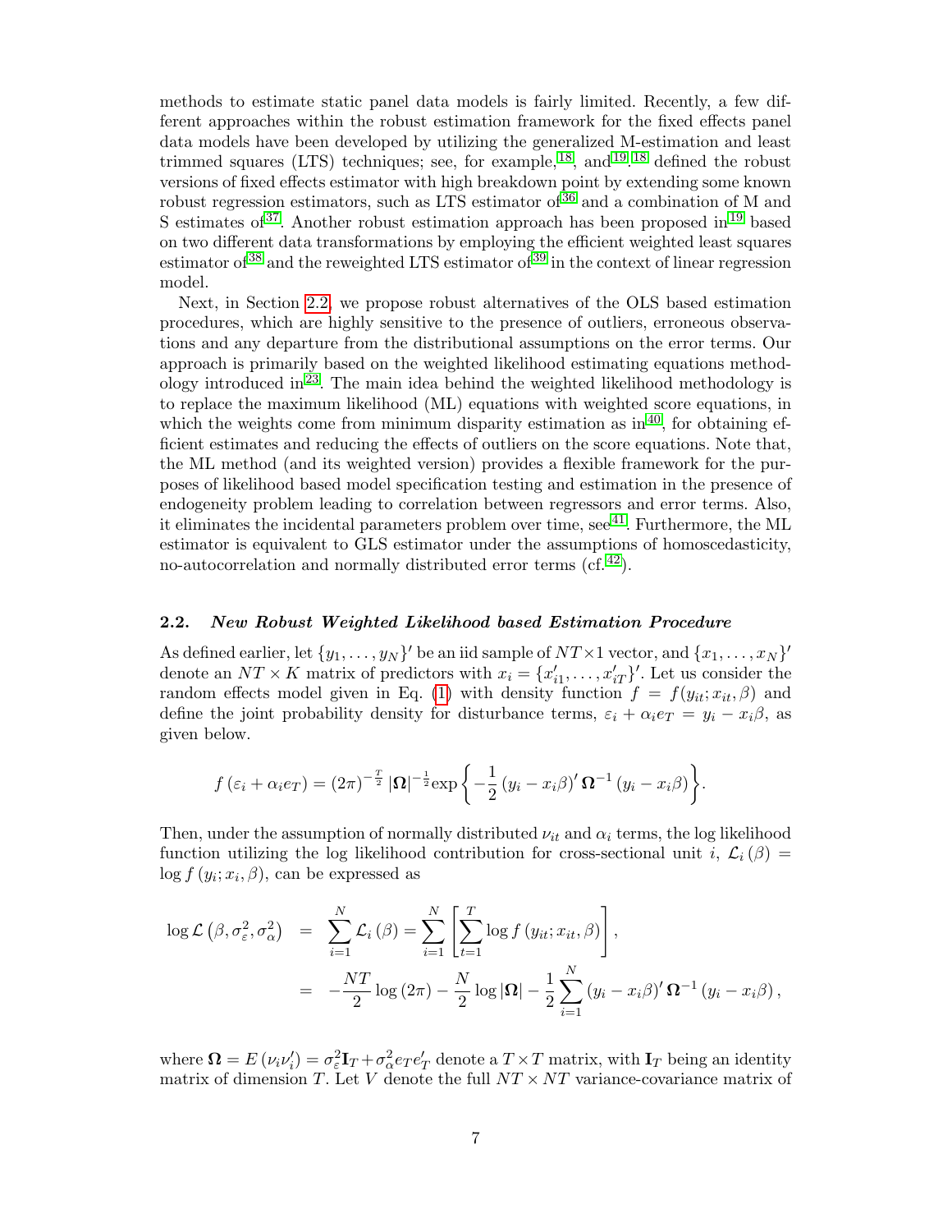methods to estimate static panel data models is fairly limited. Recently, a few different approaches within the robust estimation framework for the fixed effects panel data models have been developed by utilizing the generalized M-estimation and least trimmed squares (LTS) techniques; see, for example,[18], and[19].[18] defined the robust versions of fixed effects estimator with high breakdown point by extending some known robust regression estimators, such as LTS estimator of[36] and a combination of M and S estimates of[37]. Another robust estimation approach has been proposed in[19] based on two different data transformations by employing the efficient weighted least squares estimator of[38] and the reweighted LTS estimator of[39] in the context of linear regression model.

Next, in Section 2.2, we propose robust alternatives of the OLS based estimation procedures, which are highly sensitive to the presence of outliers, erroneous observations and any departure from the distributional assumptions on the error terms. Our approach is primarily based on the weighted likelihood estimating equations methodology introduced in[23]. The main idea behind the weighted likelihood methodology is to replace the maximum likelihood (ML) equations with weighted score equations, in which the weights come from minimum disparity estimation as in[40], for obtaining efficient estimates and reducing the effects of outliers on the score equations. Note that, the ML method (and its weighted version) provides a flexible framework for the purposes of likelihood based model specification testing and estimation in the presence of endogeneity problem leading to correlation between regressors and error terms. Also, it eliminates the incidental parameters problem over time, see[41]. Furthermore, the ML estimator is equivalent to GLS estimator under the assumptions of homoscedasticity, no-autocorrelation and normally distributed error terms (cf.[42]).

### 2.2. *New Robust Weighted Likelihood based Estimation Procedure*

As defined earlier, let $\{y_1, \ldots, y_N\}'$ be an iid sample of $NT \times 1$ vector, and $\{x_1, \ldots, x_N\}'$ denote an $NT \times K$ matrix of predictors with $x_i = \{x'_{i1}, \ldots, x'_{iT}\}'$. Let us consider the random effects model given in Eq. (1) with density function $f = f(y_{it}; x_{it}, \beta)$ and define the joint probability density for disturbance terms, $\varepsilon_i + \alpha_i e_T = y_i - x_i\beta$, as given below.

$$
f\left(\varepsilon_i + \alpha_i e_T\right) = (2\pi)^{-\frac{T}{2}} \left|\mathbf{\Omega}\right|^{-\frac{1}{2}} \exp\left\{-\frac{1}{2}\left(y_i - x_i\beta\right)' \mathbf{\Omega}^{-1}\left(y_i - x_i\beta\right)\right\}.
$$

Then, under the assumption of normally distributed $\nu_{it}$ and $\alpha_i$ terms, the log likelihood function utilizing the log likelihood contribution for cross-sectional unit $i$, $\mathcal{L}_i(\beta) = \log f(y_i; x_i, \beta)$, can be expressed as

$$
\begin{aligned}
\log \mathcal{L}\left(\beta, \sigma_\varepsilon^2, \sigma_\alpha^2\right) &= \sum_{i=1}^{N} \mathcal{L}_i(\beta) = \sum_{i=1}^{N} \left[\sum_{t=1}^{T} \log f\left(y_{it}; x_{it}, \beta\right)\right], \\
&= -\frac{NT}{2}\log(2\pi) - \frac{N}{2}\log\left|\mathbf{\Omega}\right| - \frac{1}{2}\sum_{i=1}^{N}\left(y_i - x_i\beta\right)' \mathbf{\Omega}^{-1}\left(y_i - x_i\beta\right),
\end{aligned}
$$

where $\mathbf{\Omega} = E\left(\nu_i \nu_i'\right) = \sigma_\varepsilon^2 \mathbf{I}_T + \sigma_\alpha^2 e_T e_T'$ denote a $T \times T$ matrix, with $\mathbf{I}_T$ being an identity matrix of dimension $T$. Let $V$ denote the full $NT \times NT$ variance-covariance matrix of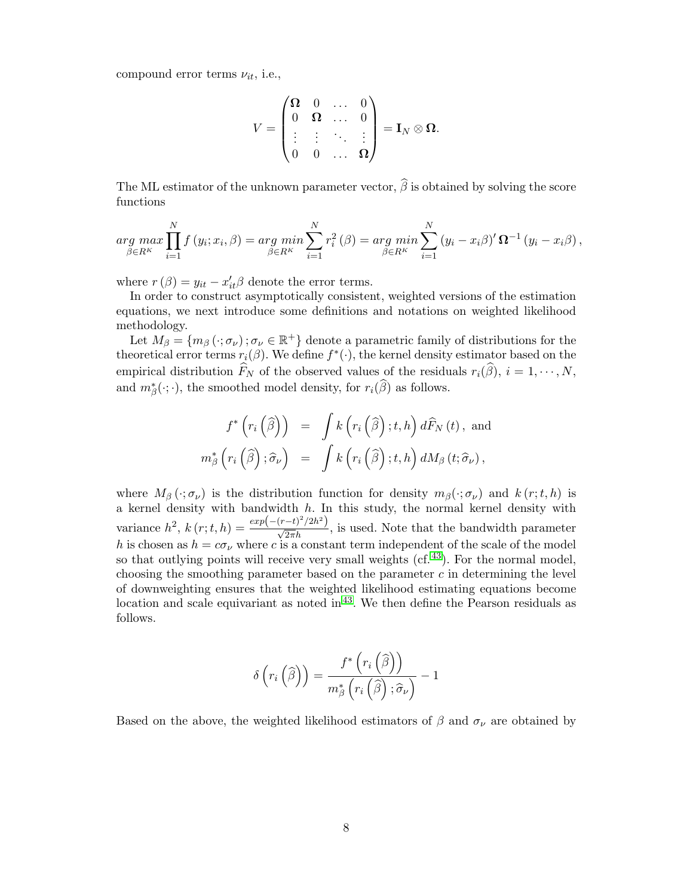compound error terms $\nu_{it}$, i.e.,

$$V = \begin{pmatrix} \mathbf{\Omega} & 0 & \dots & 0 \\ 0 & \mathbf{\Omega} & \dots & 0 \\ \vdots & \vdots & \ddots & \vdots \\ 0 & 0 & \dots & \mathbf{\Omega} \end{pmatrix} = \mathbf{I}_N \otimes \mathbf{\Omega}.$$

The ML estimator of the unknown parameter vector, $\widehat{\beta}$ is obtained by solving the score functions

$$\underset{\beta \in R^K}{arg\ max} \prod_{i=1}^{N} f\left(y_i; x_i, \beta\right) = \underset{\beta \in R^K}{arg\ min} \sum_{i=1}^{N} r_i^2\left(\beta\right) = \underset{\beta \in R^K}{arg\ min} \sum_{i=1}^{N} \left(y_i - x_i\beta\right)' \mathbf{\Omega}^{-1} \left(y_i - x_i\beta\right),$$

where $r\left(\beta\right) = y_{it} - x_{it}'\beta$ denote the error terms.

In order to construct asymptotically consistent, weighted versions of the estimation equations, we next introduce some definitions and notations on weighted likelihood methodology.

Let $M_\beta = \{m_\beta\left(\cdot; \sigma_\nu\right); \sigma_\nu \in \mathbb{R}^+\}$ denote a parametric family of distributions for the theoretical error terms $r_i(\beta)$. We define $f^*(\cdot)$, the kernel density estimator based on the empirical distribution $\widehat{F}_N$ of the observed values of the residuals $r_i(\widehat{\beta})$, $i = 1, \cdots, N$, and $m_\beta^*(\cdot;\cdot)$, the smoothed model density, for $r_i(\widehat{\beta})$ as follows.

$$\begin{aligned} f^*\left(r_i\left(\widehat{\beta}\right)\right) &= \int k\left(r_i\left(\widehat{\beta}\right); t, h\right) d\widehat{F}_N\left(t\right), \text{ and} \\ m_\beta^*\left(r_i\left(\widehat{\beta}\right); \widehat{\sigma}_\nu\right) &= \int k\left(r_i\left(\widehat{\beta}\right); t, h\right) dM_\beta\left(t; \widehat{\sigma}_\nu\right), \end{aligned}$$

where $M_\beta\left(\cdot; \sigma_\nu\right)$ is the distribution function for density $m_\beta(\cdot; \sigma_\nu)$ and $k\left(r; t, h\right)$ is a kernel density with bandwidth $h$. In this study, the normal kernel density with variance $h^2$, $k\left(r; t, h\right) = \frac{exp\left(-(r-t)^2/2h^2\right)}{\sqrt{2\pi}h}$, is used. Note that the bandwidth parameter $h$ is chosen as $h = c\sigma_\nu$ where $c$ is a constant term independent of the scale of the model so that outlying points will receive very small weights (cf.[43]). For the normal model, choosing the smoothing parameter based on the parameter $c$ in determining the level of downweighting ensures that the weighted likelihood estimating equations become location and scale equivariant as noted in[43]. We then define the Pearson residuals as follows.

$$\delta\left(r_i\left(\widehat{\beta}\right)\right) = \frac{f^*\left(r_i\left(\widehat{\beta}\right)\right)}{m_\beta^*\left(r_i\left(\widehat{\beta}\right); \widehat{\sigma}_\nu\right)} - 1$$

Based on the above, the weighted likelihood estimators of $\beta$ and $\sigma_\nu$ are obtained by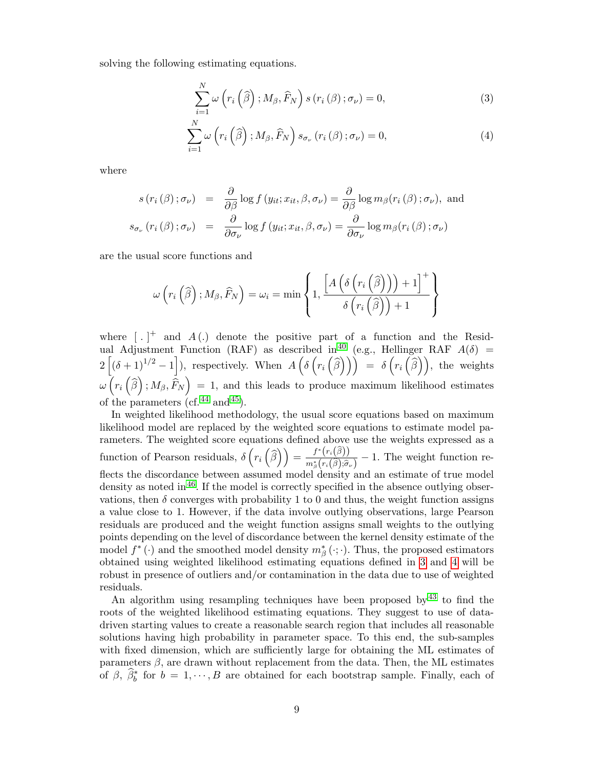solving the following estimating equations.

$$\sum_{i=1}^{N} \omega\left(r_i\left(\widehat{\beta}\right); M_\beta, \widehat{F}_N\right) s\left(r_i\left(\beta\right); \sigma_\nu\right) = 0, \tag{3}$$

$$\sum_{i=1}^{N} \omega\left(r_i\left(\widehat{\beta}\right); M_\beta, \widehat{F}_N\right) s_{\sigma_\nu}\left(r_i\left(\beta\right); \sigma_\nu\right) = 0, \tag{4}$$

where

$$\begin{aligned} s\left(r_i\left(\beta\right); \sigma_\nu\right) &= \frac{\partial}{\partial \beta} \log f\left(y_{it}; x_{it}, \beta, \sigma_\nu\right) = \frac{\partial}{\partial \beta} \log m_\beta(r_i\left(\beta\right); \sigma_\nu), \text{ and} \\ s_{\sigma_\nu}\left(r_i\left(\beta\right); \sigma_\nu\right) &= \frac{\partial}{\partial \sigma_\nu} \log f\left(y_{it}; x_{it}, \beta, \sigma_\nu\right) = \frac{\partial}{\partial \sigma_\nu} \log m_\beta(r_i\left(\beta\right); \sigma_\nu) \end{aligned}$$

are the usual score functions and

$$\omega\left(r_i\left(\widehat{\beta}\right); M_\beta, \widehat{F}_N\right) = \omega_i = \min\left\{1, \frac{\left[A\left(\delta\left(r_i\left(\widehat{\beta}\right)\right)\right) + 1\right]^+}{\delta\left(r_i\left(\widehat{\beta}\right)\right) + 1}\right\}$$

where $[\ .\ ]^+$ and $A(.)$ denote the positive part of a function and the Residual Adjustment Function (RAF) as described in[40] (e.g., Hellinger RAF $A(\delta) = 2\left[(\delta+1)^{1/2} - 1\right]$), respectively. When $A\left(\delta\left(r_i\left(\widehat{\beta}\right)\right)\right) = \delta\left(r_i\left(\widehat{\beta}\right)\right)$, the weights $\omega\left(r_i\left(\widehat{\beta}\right); M_\beta, \widehat{F}_N\right) = 1$, and this leads to produce maximum likelihood estimates of the parameters (cf.[44] and[45]).

In weighted likelihood methodology, the usual score equations based on maximum likelihood model are replaced by the weighted score equations to estimate model parameters. The weighted score equations defined above use the weights expressed as a function of Pearson residuals, $\delta\left(r_i\left(\widehat{\beta}\right)\right) = \frac{f^*\left(r_i\left(\widehat{\beta}\right)\right)}{m^*_\beta\left(r_i\left(\widehat{\beta}\right); \widehat{\sigma}_\nu\right)} - 1$. The weight function reflects the discordance between assumed model density and an estimate of true model density as noted in[46]. If the model is correctly specified in the absence outlying observations, then $\delta$ converges with probability 1 to 0 and thus, the weight function assigns a value close to 1. However, if the data involve outlying observations, large Pearson residuals are produced and the weight function assigns small weights to the outlying points depending on the level of discordance between the kernel density estimate of the model $f^*(\cdot)$ and the smoothed model density $m^*_\beta(\cdot;\cdot)$. Thus, the proposed estimators obtained using weighted likelihood estimating equations defined in 3 and 4 will be robust in presence of outliers and/or contamination in the data due to use of weighted residuals.

An algorithm using resampling techniques have been proposed by[43] to find the roots of the weighted likelihood estimating equations. They suggest to use of data-driven starting values to create a reasonable search region that includes all reasonable solutions having high probability in parameter space. To this end, the sub-samples with fixed dimension, which are sufficiently large for obtaining the ML estimates of parameters $\beta$, are drawn without replacement from the data. Then, the ML estimates of $\beta$, $\widehat{\beta}^*_b$ for $b = 1, \cdots, B$ are obtained for each bootstrap sample. Finally, each of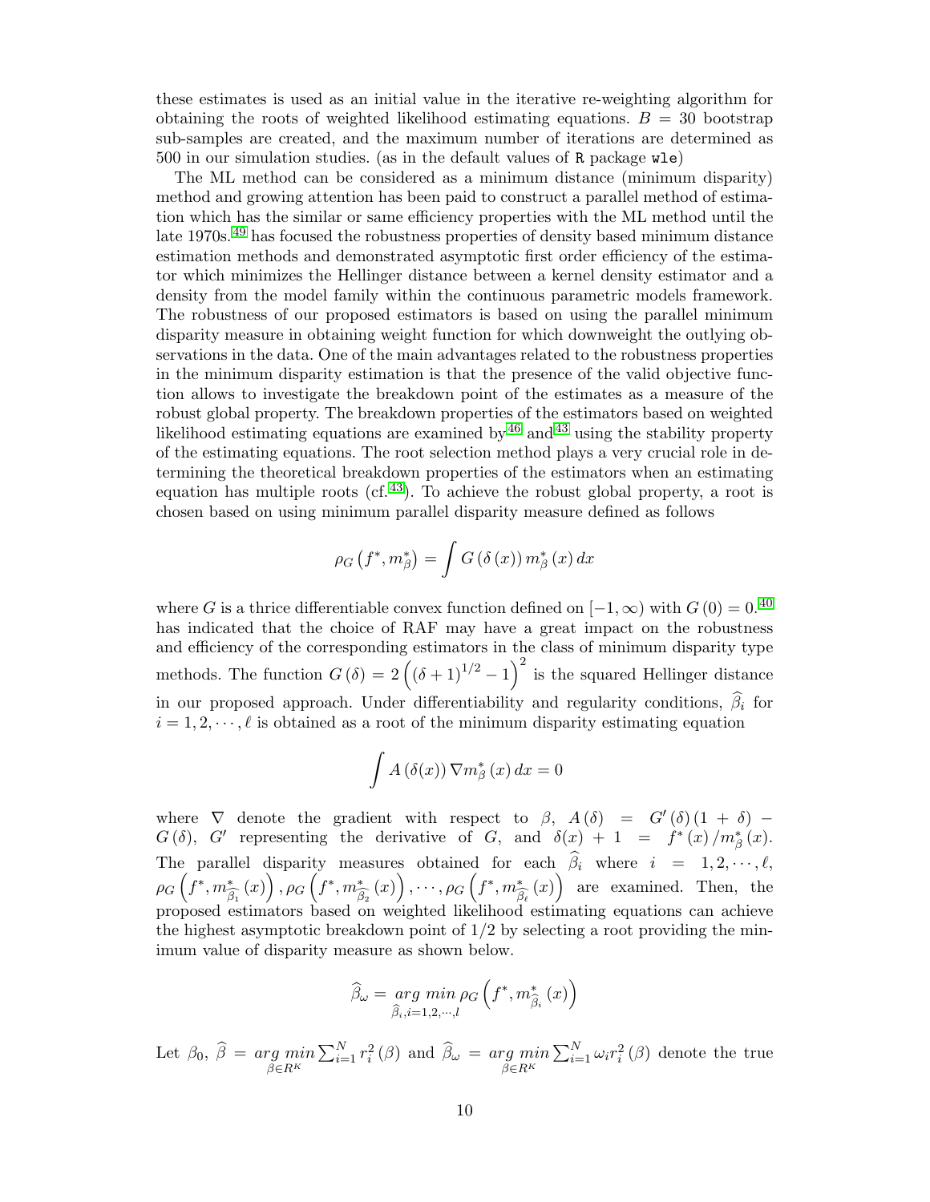these estimates is used as an initial value in the iterative re-weighting algorithm for obtaining the roots of weighted likelihood estimating equations. $B = 30$ bootstrap sub-samples are created, and the maximum number of iterations are determined as 500 in our simulation studies. (as in the default values of `R` package `wle`)

The ML method can be considered as a minimum distance (minimum disparity) method and growing attention has been paid to construct a parallel method of estimation which has the similar or same efficiency properties with the ML method until the late 1970s.[49] has focused the robustness properties of density based minimum distance estimation methods and demonstrated asymptotic first order efficiency of the estimator which minimizes the Hellinger distance between a kernel density estimator and a density from the model family within the continuous parametric models framework. The robustness of our proposed estimators is based on using the parallel minimum disparity measure in obtaining weight function for which downweight the outlying observations in the data. One of the main advantages related to the robustness properties in the minimum disparity estimation is that the presence of the valid objective function allows to investigate the breakdown point of the estimates as a measure of the robust global property. The breakdown properties of the estimators based on weighted likelihood estimating equations are examined by[46] and[43] using the stability property of the estimating equations. The root selection method plays a very crucial role in determining the theoretical breakdown properties of the estimators when an estimating equation has multiple roots (cf.[43]). To achieve the robust global property, a root is chosen based on using minimum parallel disparity measure defined as follows

$$\rho_G\left(f^*, m^*_\beta\right) = \int G\left(\delta\left(x\right)\right) m^*_\beta\left(x\right) dx$$

where $G$ is a thrice differentiable convex function defined on $[-1, \infty)$ with $G(0) = 0$.[40] has indicated that the choice of RAF may have a great impact on the robustness and efficiency of the corresponding estimators in the class of minimum disparity type methods. The function $G(\delta) = 2\left((\delta+1)^{1/2} - 1\right)^2$ is the squared Hellinger distance in our proposed approach. Under differentiability and regularity conditions, $\widehat{\beta}_i$ for $i = 1, 2, \cdots, \ell$ is obtained as a root of the minimum disparity estimating equation

$$\int A\left(\delta(x)\right) \nabla m^*_\beta\left(x\right) dx = 0$$

where $\nabla$ denote the gradient with respect to $\beta$, $A(\delta) = G'(\delta)(1+\delta) - G(\delta)$, $G'$ representing the derivative of $G$, and $\delta(x) + 1 = f^*(x)/m^*_\beta(x)$. The parallel disparity measures obtained for each $\widehat{\beta}_i$ where $i = 1, 2, \cdots, \ell$, $\rho_G\left(f^*, m^*_{\widehat{\beta}_1}(x)\right), \rho_G\left(f^*, m^*_{\widehat{\beta}_2}(x)\right), \cdots, \rho_G\left(f^*, m^*_{\widehat{\beta}_\ell}(x)\right)$ are examined. Then, the proposed estimators based on weighted likelihood estimating equations can achieve the highest asymptotic breakdown point of $1/2$ by selecting a root providing the minimum value of disparity measure as shown below.

$$\widehat{\beta}_\omega = \underset{\widehat{\beta}_i, i=1,2,\cdots,l}{arg\ min}\, \rho_G\left(f^*, m^*_{\widehat{\beta}_i}(x)\right)$$

Let $\beta_0$, $\widehat{\beta} = \underset{\beta\in R^K}{arg\ min} \sum_{i=1}^N r_i^2(\beta)$ and $\widehat{\beta}_\omega = \underset{\beta\in R^K}{arg\ min} \sum_{i=1}^N \omega_i r_i^2(\beta)$ denote the true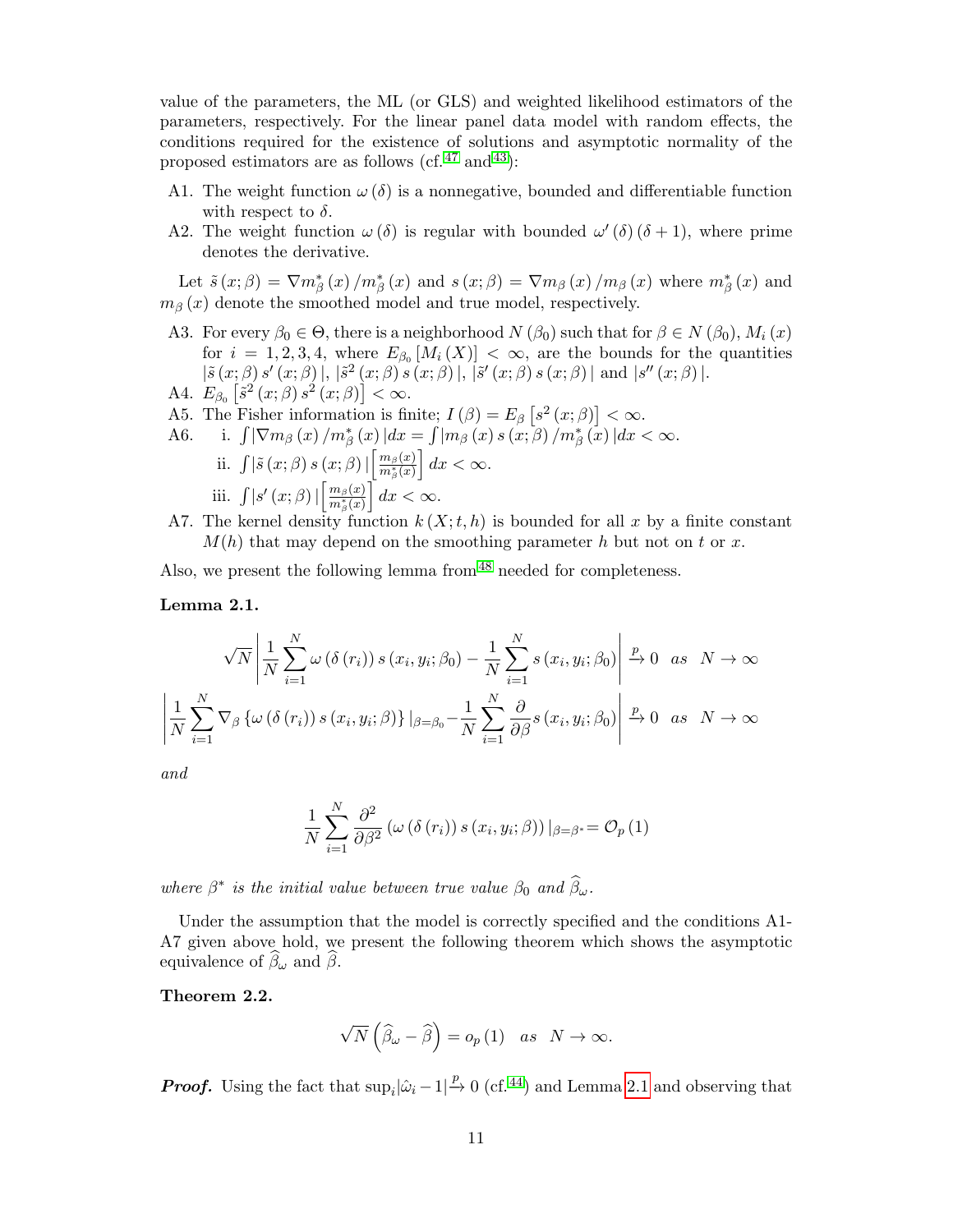value of the parameters, the ML (or GLS) and weighted likelihood estimators of the parameters, respectively. For the linear panel data model with random effects, the conditions required for the existence of solutions and asymptotic normality of the proposed estimators are as follows (cf.[47] and[43]):

- A1. The weight function $\omega(\delta)$ is a nonnegative, bounded and differentiable function with respect to $\delta$.
- A2. The weight function $\omega(\delta)$ is regular with bounded $\omega'(\delta)(\delta+1)$, where prime denotes the derivative.

Let $\tilde{s}(x;\beta) = \nabla m^*_\beta(x)/m^*_\beta(x)$ and $s(x;\beta) = \nabla m_\beta(x)/m_\beta(x)$ where $m^*_\beta(x)$ and $m_\beta(x)$ denote the smoothed model and true model, respectively.

- A3. For every $\beta_0 \in \Theta$, there is a neighborhood $N(\beta_0)$ such that for $\beta \in N(\beta_0)$, $M_i(x)$ for $i = 1,2,3,4$, where $E_{\beta_0}[M_i(X)] < \infty$, are the bounds for the quantities $|\tilde{s}(x;\beta)s'(x;\beta)|$, $|\tilde{s}^2(x;\beta)s(x;\beta)|$, $|\tilde{s}'(x;\beta)s(x;\beta)|$ and $|s''(x;\beta)|$.
- A4. $E_{\beta_0}\left[\tilde{s}^2(x;\beta)s^2(x;\beta)\right] < \infty$.
- A5. The Fisher information is finite; $I(\beta) = E_\beta\left[s^2(x;\beta)\right] < \infty$.
- A6.
  - i. $\int |\nabla m_\beta(x)/m^*_\beta(x)|dx = \int |m_\beta(x)s(x;\beta)/m^*_\beta(x)|dx < \infty$.
  - ii. $\int |\tilde{s}(x;\beta)s(x;\beta)|\left[\frac{m_\beta(x)}{m^*_\beta(x)}\right]dx < \infty$.
  - iii. $\int |s'(x;\beta)|\left[\frac{m_\beta(x)}{m^*_\beta(x)}\right]dx < \infty$.
- A7. The kernel density function $k(X;t,h)$ is bounded for all $x$ by a finite constant $M(h)$ that may depend on the smoothing parameter $h$ but not on $t$ or $x$.

Also, we present the following lemma from[48] needed for completeness.

**Lemma 2.1.**

$$\sqrt{N}\left|\frac{1}{N}\sum_{i=1}^{N}\omega(\delta(r_i))s(x_i,y_i;\beta_0) - \frac{1}{N}\sum_{i=1}^{N}s(x_i,y_i;\beta_0)\right| \xrightarrow{p} 0 \quad as \quad N\to\infty$$

$$\left|\frac{1}{N}\sum_{i=1}^{N}\nabla_\beta\{\omega(\delta(r_i))s(x_i,y_i;\beta)\}|_{\beta=\beta_0} - \frac{1}{N}\sum_{i=1}^{N}\frac{\partial}{\partial\beta}s(x_i,y_i;\beta_0)\right| \xrightarrow{p} 0 \quad as \quad N\to\infty$$

*and*

$$\frac{1}{N}\sum_{i=1}^{N}\frac{\partial^2}{\partial\beta^2}(\omega(\delta(r_i))s(x_i,y_i;\beta))|_{\beta=\beta^*} = \mathcal{O}_p(1)$$

*where $\beta^*$ is the initial value between true value $\beta_0$ and $\widehat{\beta}_\omega$.*

Under the assumption that the model is correctly specified and the conditions A1-A7 given above hold, we present the following theorem which shows the asymptotic equivalence of $\widehat{\beta}_\omega$ and $\widehat{\beta}$.

**Theorem 2.2.**

$$\sqrt{N}\left(\widehat{\beta}_\omega - \widehat{\beta}\right) = o_p(1) \quad as \quad N\to\infty.$$

***Proof.*** Using the fact that $\sup_i|\hat{\omega}_i - 1| \xrightarrow{p} 0$ (cf.[44]) and Lemma 2.1 and observing that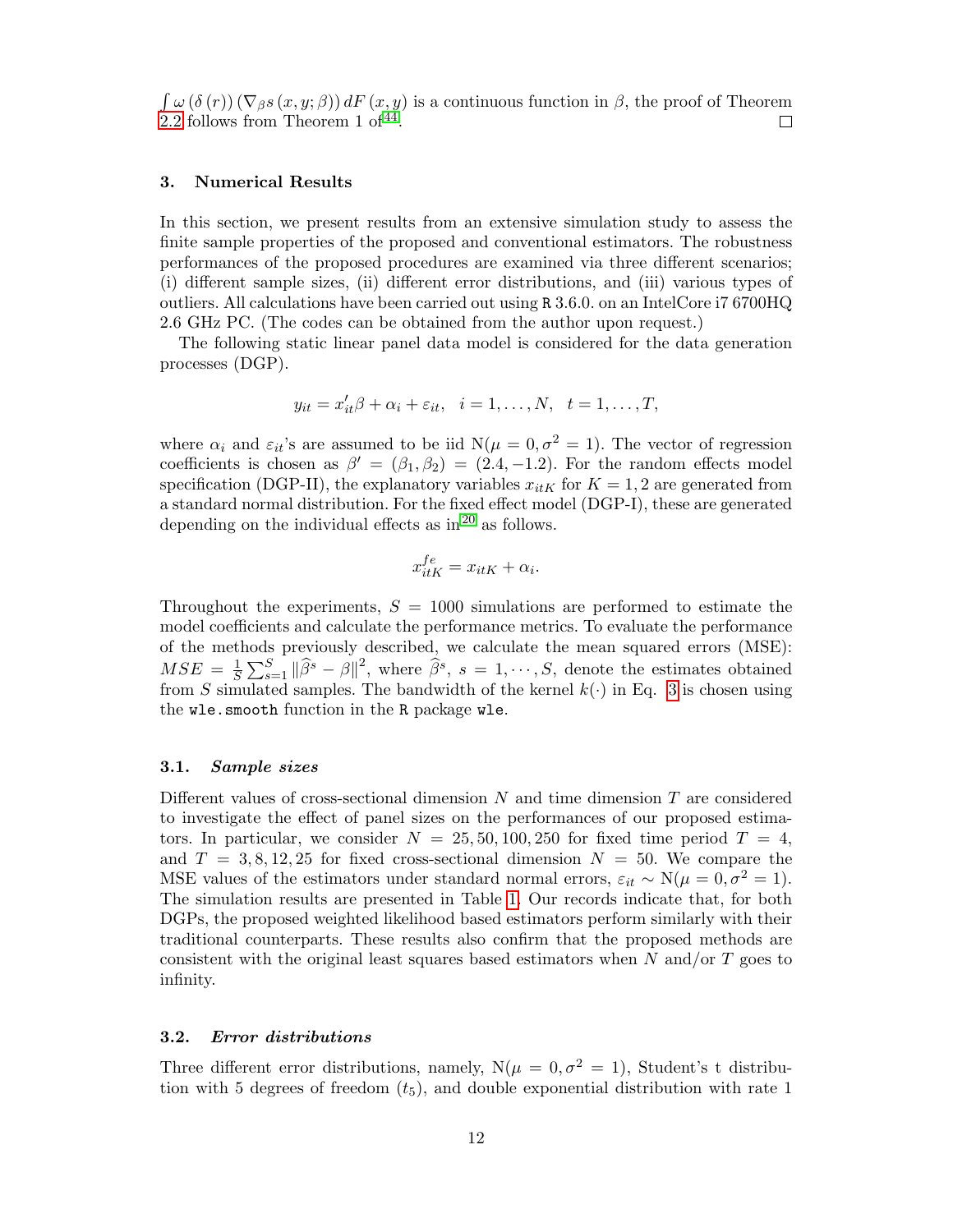$\int \omega(\delta(r))(\nabla_\beta s(x, y; \beta))\, dF(x, y)$ is a continuous function in $\beta$, the proof of Theorem 2.2 follows from Theorem 1 of[44]. □

## 3. Numerical Results

In this section, we present results from an extensive simulation study to assess the finite sample properties of the proposed and conventional estimators. The robustness performances of the proposed procedures are examined via three different scenarios; (i) different sample sizes, (ii) different error distributions, and (iii) various types of outliers. All calculations have been carried out using R 3.6.0. on an IntelCore i7 6700HQ 2.6 GHz PC. (The codes can be obtained from the author upon request.)

The following static linear panel data model is considered for the data generation processes (DGP).

$$y_{it} = x_{it}'\beta + \alpha_i + \varepsilon_{it}, \quad i = 1, \ldots, N, \quad t = 1, \ldots, T,$$

where $\alpha_i$ and $\varepsilon_{it}$'s are assumed to be iid $\mathrm{N}(\mu = 0, \sigma^2 = 1)$. The vector of regression coefficients is chosen as $\beta' = (\beta_1, \beta_2) = (2.4, -1.2)$. For the random effects model specification (DGP-II), the explanatory variables $x_{itK}$ for $K = 1, 2$ are generated from a standard normal distribution. For the fixed effect model (DGP-I), these are generated depending on the individual effects as in[20] as follows.

$$x_{itK}^{fe} = x_{itK} + \alpha_i.$$

Throughout the experiments, $S = 1000$ simulations are performed to estimate the model coefficients and calculate the performance metrics. To evaluate the performance of the methods previously described, we calculate the mean squared errors (MSE): $MSE = \frac{1}{S}\sum_{s=1}^{S} \|\widehat{\beta}^s - \beta\|^2$, where $\widehat{\beta}^s$, $s = 1, \cdots, S$, denote the estimates obtained from $S$ simulated samples. The bandwidth of the kernel $k(\cdot)$ in Eq. 3 is chosen using the wle.smooth function in the R package wle.

### 3.1. *Sample sizes*

Different values of cross-sectional dimension $N$ and time dimension $T$ are considered to investigate the effect of panel sizes on the performances of our proposed estimators. In particular, we consider $N = 25, 50, 100, 250$ for fixed time period $T = 4$, and $T = 3, 8, 12, 25$ for fixed cross-sectional dimension $N = 50$. We compare the MSE values of the estimators under standard normal errors, $\varepsilon_{it} \sim \mathrm{N}(\mu = 0, \sigma^2 = 1)$. The simulation results are presented in Table 1. Our records indicate that, for both DGPs, the proposed weighted likelihood based estimators perform similarly with their traditional counterparts. These results also confirm that the proposed methods are consistent with the original least squares based estimators when $N$ and/or $T$ goes to infinity.

### 3.2. *Error distributions*

Three different error distributions, namely, $\mathrm{N}(\mu = 0, \sigma^2 = 1)$, Student's t distribution with 5 degrees of freedom ($t_5$), and double exponential distribution with rate 1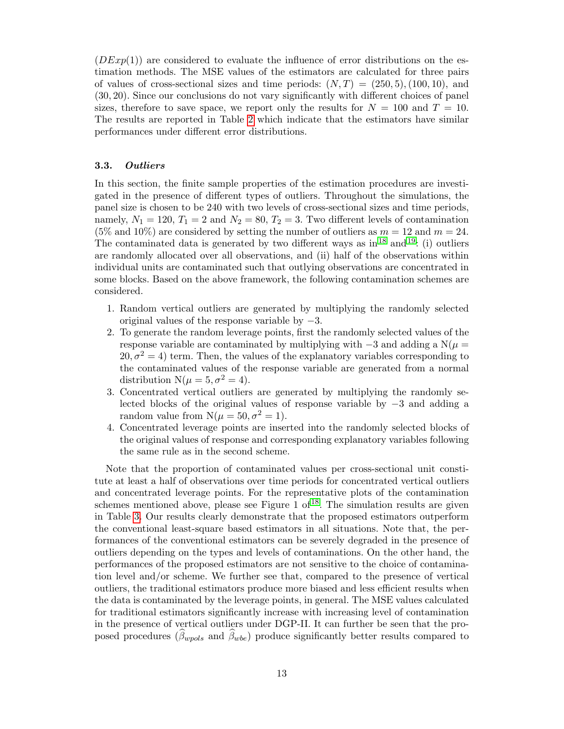($DExp(1)$) are considered to evaluate the influence of error distributions on the estimation methods. The MSE values of the estimators are calculated for three pairs of values of cross-sectional sizes and time periods: $(N, T) = (250, 5), (100, 10)$, and $(30, 20)$. Since our conclusions do not vary significantly with different choices of panel sizes, therefore to save space, we report only the results for $N = 100$ and $T = 10$. The results are reported in Table 2 which indicate that the estimators have similar performances under different error distributions.

### 3.3. *Outliers*

In this section, the finite sample properties of the estimation procedures are investigated in the presence of different types of outliers. Throughout the simulations, the panel size is chosen to be 240 with two levels of cross-sectional sizes and time periods, namely, $N_1 = 120$, $T_1 = 2$ and $N_2 = 80$, $T_2 = 3$. Two different levels of contamination (5% and 10%) are considered by setting the number of outliers as $m = 12$ and $m = 24$. The contaminated data is generated by two different ways as in[18] and[19]: (i) outliers are randomly allocated over all observations, and (ii) half of the observations within individual units are contaminated such that outlying observations are concentrated in some blocks. Based on the above framework, the following contamination schemes are considered.

1. Random vertical outliers are generated by multiplying the randomly selected original values of the response variable by $-3$.
2. To generate the random leverage points, first the randomly selected values of the response variable are contaminated by multiplying with $-3$ and adding a $\mathrm{N}(\mu = 20, \sigma^2 = 4)$ term. Then, the values of the explanatory variables corresponding to the contaminated values of the response variable are generated from a normal distribution $\mathrm{N}(\mu = 5, \sigma^2 = 4)$.
3. Concentrated vertical outliers are generated by multiplying the randomly selected blocks of the original values of response variable by $-3$ and adding a random value from $\mathrm{N}(\mu = 50, \sigma^2 = 1)$.
4. Concentrated leverage points are inserted into the randomly selected blocks of the original values of response and corresponding explanatory variables following the same rule as in the second scheme.

Note that the proportion of contaminated values per cross-sectional unit constitute at least a half of observations over time periods for concentrated vertical outliers and concentrated leverage points. For the representative plots of the contamination schemes mentioned above, please see Figure 1 of[18]. The simulation results are given in Table 3. Our results clearly demonstrate that the proposed estimators outperform the conventional least-square based estimators in all situations. Note that, the performances of the conventional estimators can be severely degraded in the presence of outliers depending on the types and levels of contaminations. On the other hand, the performances of the proposed estimators are not sensitive to the choice of contamination level and/or scheme. We further see that, compared to the presence of vertical outliers, the traditional estimators produce more biased and less efficient results when the data is contaminated by the leverage points, in general. The MSE values calculated for traditional estimators significantly increase with increasing level of contamination in the presence of vertical outliers under DGP-II. It can further be seen that the proposed procedures ($\widehat{\beta}_{wpols}$ and $\widehat{\beta}_{wbe}$) produce significantly better results compared to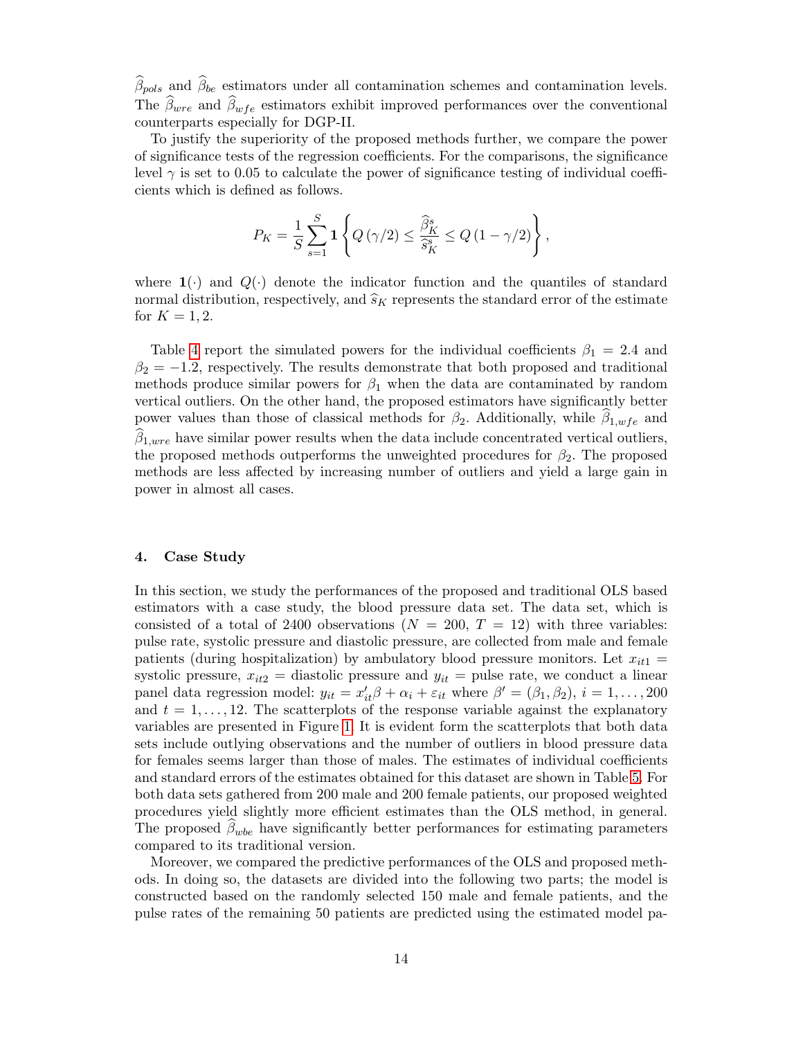$\widehat{\beta}_{pols}$ and $\widehat{\beta}_{be}$ estimators under all contamination schemes and contamination levels. The $\widehat{\beta}_{wre}$ and $\widehat{\beta}_{wfe}$ estimators exhibit improved performances over the conventional counterparts especially for DGP-II.

To justify the superiority of the proposed methods further, we compare the power of significance tests of the regression coefficients. For the comparisons, the significance level $\gamma$ is set to 0.05 to calculate the power of significance testing of individual coefficients which is defined as follows.

$$P_K = \frac{1}{S} \sum_{s=1}^{S} \mathbf{1} \left\{ Q\left(\gamma/2\right) \leq \frac{\widehat{\beta}_K^s}{\widehat{s}_K^s} \leq Q\left(1-\gamma/2\right) \right\},$$

where $\mathbf{1}(\cdot)$ and $Q(\cdot)$ denote the indicator function and the quantiles of standard normal distribution, respectively, and $\widehat{s}_K$ represents the standard error of the estimate for $K = 1, 2$.

Table 4 report the simulated powers for the individual coefficients $\beta_1 = 2.4$ and $\beta_2 = -1.2$, respectively. The results demonstrate that both proposed and traditional methods produce similar powers for $\beta_1$ when the data are contaminated by random vertical outliers. On the other hand, the proposed estimators have significantly better power values than those of classical methods for $\beta_2$. Additionally, while $\widehat{\beta}_{1,wfe}$ and $\widehat{\beta}_{1,wre}$ have similar power results when the data include concentrated vertical outliers, the proposed methods outperforms the unweighted procedures for $\beta_2$. The proposed methods are less affected by increasing number of outliers and yield a large gain in power in almost all cases.

## 4. Case Study

In this section, we study the performances of the proposed and traditional OLS based estimators with a case study, the blood pressure data set. The data set, which is consisted of a total of 2400 observations ($N = 200$, $T = 12$) with three variables: pulse rate, systolic pressure and diastolic pressure, are collected from male and female patients (during hospitalization) by ambulatory blood pressure monitors. Let $x_{it1}$ = systolic pressure, $x_{it2}$ = diastolic pressure and $y_{it}$ = pulse rate, we conduct a linear panel data regression model: $y_{it} = x_{it}'\beta + \alpha_i + \varepsilon_{it}$ where $\beta' = (\beta_1, \beta_2)$, $i = 1, \ldots, 200$ and $t = 1, \ldots, 12$. The scatterplots of the response variable against the explanatory variables are presented in Figure 1. It is evident form the scatterplots that both data sets include outlying observations and the number of outliers in blood pressure data for females seems larger than those of males. The estimates of individual coefficients and standard errors of the estimates obtained for this dataset are shown in Table 5. For both data sets gathered from 200 male and 200 female patients, our proposed weighted procedures yield slightly more efficient estimates than the OLS method, in general. The proposed $\widehat{\beta}_{wbe}$ have significantly better performances for estimating parameters compared to its traditional version.

Moreover, we compared the predictive performances of the OLS and proposed methods. In doing so, the datasets are divided into the following two parts; the model is constructed based on the randomly selected 150 male and female patients, and the pulse rates of the remaining 50 patients are predicted using the estimated model pa-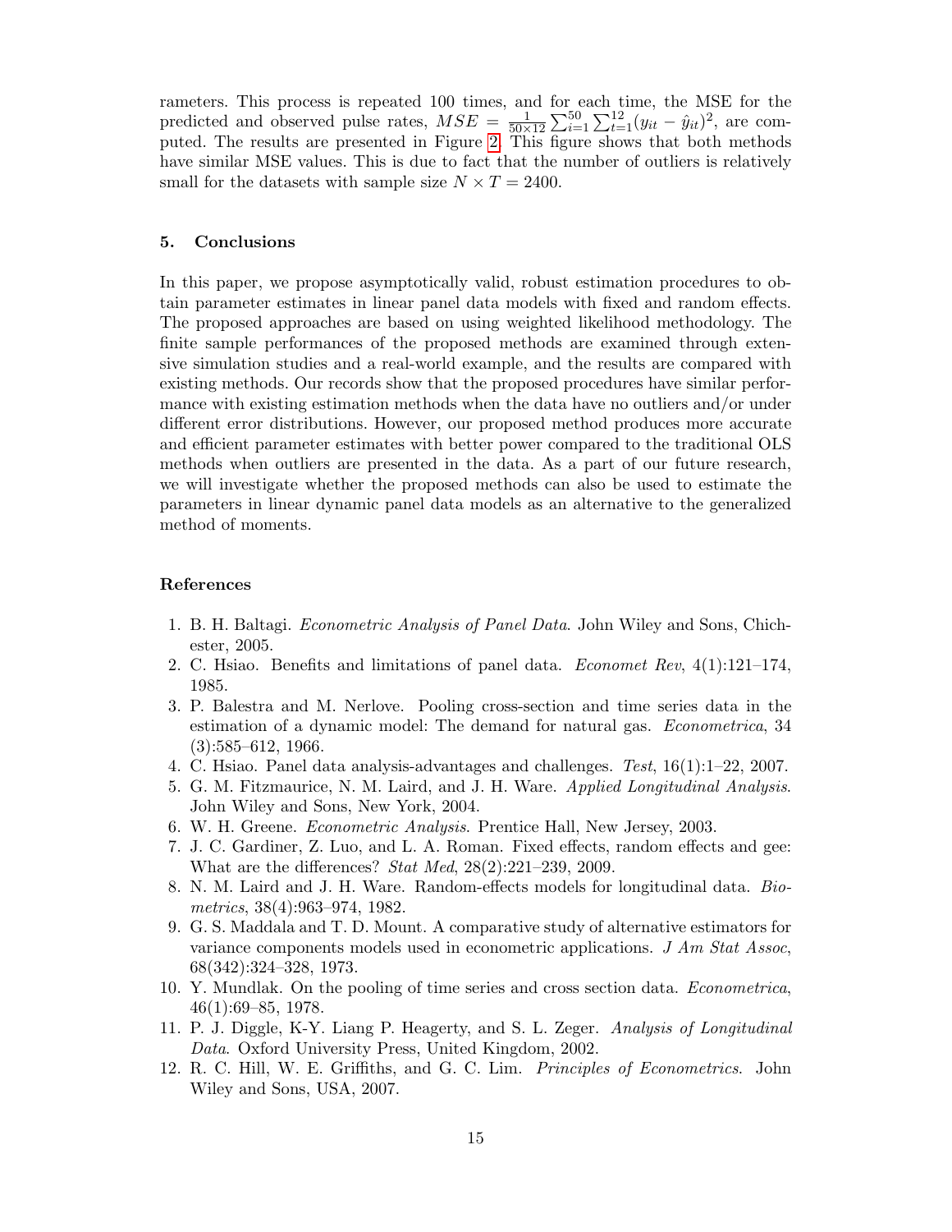rameters. This process is repeated 100 times, and for each time, the MSE for the predicted and observed pulse rates, $MSE = \frac{1}{50\times 12}\sum_{i=1}^{50}\sum_{t=1}^{12}(y_{it} - \hat{y}_{it})^2$, are computed. The results are presented in Figure 2. This figure shows that both methods have similar MSE values. This is due to fact that the number of outliers is relatively small for the datasets with sample size $N \times T = 2400$.

## 5. Conclusions

In this paper, we propose asymptotically valid, robust estimation procedures to obtain parameter estimates in linear panel data models with fixed and random effects. The proposed approaches are based on using weighted likelihood methodology. The finite sample performances of the proposed methods are examined through extensive simulation studies and a real-world example, and the results are compared with existing methods. Our records show that the proposed procedures have similar performance with existing estimation methods when the data have no outliers and/or under different error distributions. However, our proposed method produces more accurate and efficient parameter estimates with better power compared to the traditional OLS methods when outliers are presented in the data. As a part of our future research, we will investigate whether the proposed methods can also be used to estimate the parameters in linear dynamic panel data models as an alternative to the generalized method of moments.

## References

1. B. H. Baltagi. *Econometric Analysis of Panel Data*. John Wiley and Sons, Chichester, 2005.
2. C. Hsiao. Benefits and limitations of panel data. *Economet Rev*, 4(1):121–174, 1985.
3. P. Balestra and M. Nerlove. Pooling cross-section and time series data in the estimation of a dynamic model: The demand for natural gas. *Econometrica*, 34 (3):585–612, 1966.
4. C. Hsiao. Panel data analysis-advantages and challenges. *Test*, 16(1):1–22, 2007.
5. G. M. Fitzmaurice, N. M. Laird, and J. H. Ware. *Applied Longitudinal Analysis*. John Wiley and Sons, New York, 2004.
6. W. H. Greene. *Econometric Analysis*. Prentice Hall, New Jersey, 2003.
7. J. C. Gardiner, Z. Luo, and L. A. Roman. Fixed effects, random effects and gee: What are the differences? *Stat Med*, 28(2):221–239, 2009.
8. N. M. Laird and J. H. Ware. Random-effects models for longitudinal data. *Biometrics*, 38(4):963–974, 1982.
9. G. S. Maddala and T. D. Mount. A comparative study of alternative estimators for variance components models used in econometric applications. *J Am Stat Assoc*, 68(342):324–328, 1973.
10. Y. Mundlak. On the pooling of time series and cross section data. *Econometrica*, 46(1):69–85, 1978.
11. P. J. Diggle, K-Y. Liang P. Heagerty, and S. L. Zeger. *Analysis of Longitudinal Data*. Oxford University Press, United Kingdom, 2002.
12. R. C. Hill, W. E. Griffiths, and G. C. Lim. *Principles of Econometrics*. John Wiley and Sons, USA, 2007.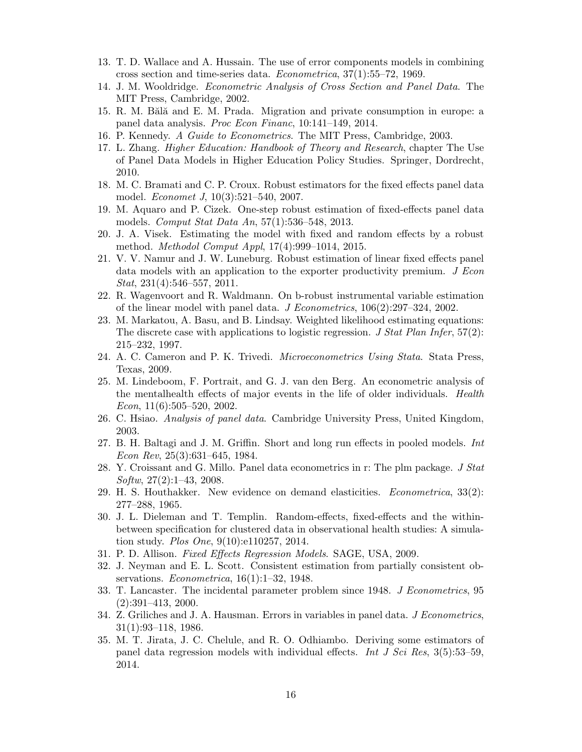13. T. D. Wallace and A. Hussain. The use of error components models in combining cross section and time-series data. *Econometrica*, 37(1):55–72, 1969.
14. J. M. Wooldridge. *Econometric Analysis of Cross Section and Panel Data*. The MIT Press, Cambridge, 2002.
15. R. M. Bălă and E. M. Prada. Migration and private consumption in europe: a panel data analysis. *Proc Econ Financ*, 10:141–149, 2014.
16. P. Kennedy. *A Guide to Econometrics*. The MIT Press, Cambridge, 2003.
17. L. Zhang. *Higher Education: Handbook of Theory and Research*, chapter The Use of Panel Data Models in Higher Education Policy Studies. Springer, Dordrecht, 2010.
18. M. C. Bramati and C. P. Croux. Robust estimators for the fixed effects panel data model. *Economet J*, 10(3):521–540, 2007.
19. M. Aquaro and P. Cizek. One-step robust estimation of fixed-effects panel data models. *Comput Stat Data An*, 57(1):536–548, 2013.
20. J. A. Visek. Estimating the model with fixed and random effects by a robust method. *Methodol Comput Appl*, 17(4):999–1014, 2015.
21. V. V. Namur and J. W. Luneburg. Robust estimation of linear fixed effects panel data models with an application to the exporter productivity premium. *J Econ Stat*, 231(4):546–557, 2011.
22. R. Wagenvoort and R. Waldmann. On b-robust instrumental variable estimation of the linear model with panel data. *J Econometrics*, 106(2):297–324, 2002.
23. M. Markatou, A. Basu, and B. Lindsay. Weighted likelihood estimating equations: The discrete case with applications to logistic regression. *J Stat Plan Infer*, 57(2): 215–232, 1997.
24. A. C. Cameron and P. K. Trivedi. *Microeconometrics Using Stata*. Stata Press, Texas, 2009.
25. M. Lindeboom, F. Portrait, and G. J. van den Berg. An econometric analysis of the mentalhealth effects of major events in the life of older individuals. *Health Econ*, 11(6):505–520, 2002.
26. C. Hsiao. *Analysis of panel data*. Cambridge University Press, United Kingdom, 2003.
27. B. H. Baltagi and J. M. Griffin. Short and long run effects in pooled models. *Int Econ Rev*, 25(3):631–645, 1984.
28. Y. Croissant and G. Millo. Panel data econometrics in r: The plm package. *J Stat Softw*, 27(2):1–43, 2008.
29. H. S. Houthakker. New evidence on demand elasticities. *Econometrica*, 33(2): 277–288, 1965.
30. J. L. Dieleman and T. Templin. Random-effects, fixed-effects and the within-between specification for clustered data in observational health studies: A simulation study. *Plos One*, 9(10):e110257, 2014.
31. P. D. Allison. *Fixed Effects Regression Models*. SAGE, USA, 2009.
32. J. Neyman and E. L. Scott. Consistent estimation from partially consistent observations. *Econometrica*, 16(1):1–32, 1948.
33. T. Lancaster. The incidental parameter problem since 1948. *J Econometrics*, 95 (2):391–413, 2000.
34. Z. Griliches and J. A. Hausman. Errors in variables in panel data. *J Econometrics*, 31(1):93–118, 1986.
35. M. T. Jirata, J. C. Chelule, and R. O. Odhiambo. Deriving some estimators of panel data regression models with individual effects. *Int J Sci Res*, 3(5):53–59, 2014.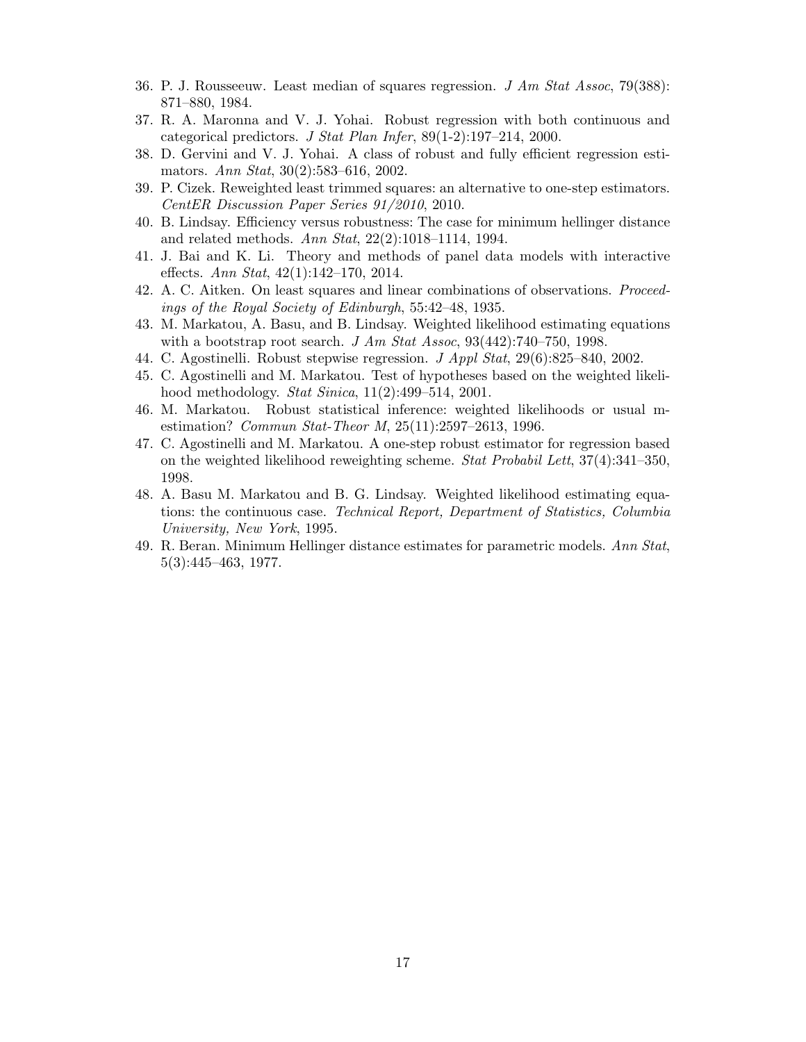36. P. J. Rousseeuw. Least median of squares regression. *J Am Stat Assoc*, 79(388): 871–880, 1984.
37. R. A. Maronna and V. J. Yohai. Robust regression with both continuous and categorical predictors. *J Stat Plan Infer*, 89(1-2):197–214, 2000.
38. D. Gervini and V. J. Yohai. A class of robust and fully efficient regression estimators. *Ann Stat*, 30(2):583–616, 2002.
39. P. Cizek. Reweighted least trimmed squares: an alternative to one-step estimators. *CentER Discussion Paper Series 91/2010*, 2010.
40. B. Lindsay. Efficiency versus robustness: The case for minimum hellinger distance and related methods. *Ann Stat*, 22(2):1018–1114, 1994.
41. J. Bai and K. Li. Theory and methods of panel data models with interactive effects. *Ann Stat*, 42(1):142–170, 2014.
42. A. C. Aitken. On least squares and linear combinations of observations. *Proceedings of the Royal Society of Edinburgh*, 55:42–48, 1935.
43. M. Markatou, A. Basu, and B. Lindsay. Weighted likelihood estimating equations with a bootstrap root search. *J Am Stat Assoc*, 93(442):740–750, 1998.
44. C. Agostinelli. Robust stepwise regression. *J Appl Stat*, 29(6):825–840, 2002.
45. C. Agostinelli and M. Markatou. Test of hypotheses based on the weighted likelihood methodology. *Stat Sinica*, 11(2):499–514, 2001.
46. M. Markatou. Robust statistical inference: weighted likelihoods or usual m-estimation? *Commun Stat-Theor M*, 25(11):2597–2613, 1996.
47. C. Agostinelli and M. Markatou. A one-step robust estimator for regression based on the weighted likelihood reweighting scheme. *Stat Probabil Lett*, 37(4):341–350, 1998.
48. A. Basu M. Markatou and B. G. Lindsay. Weighted likelihood estimating equations: the continuous case. *Technical Report, Department of Statistics, Columbia University, New York*, 1995.
49. R. Beran. Minimum Hellinger distance estimates for parametric models. *Ann Stat*, 5(3):445–463, 1977.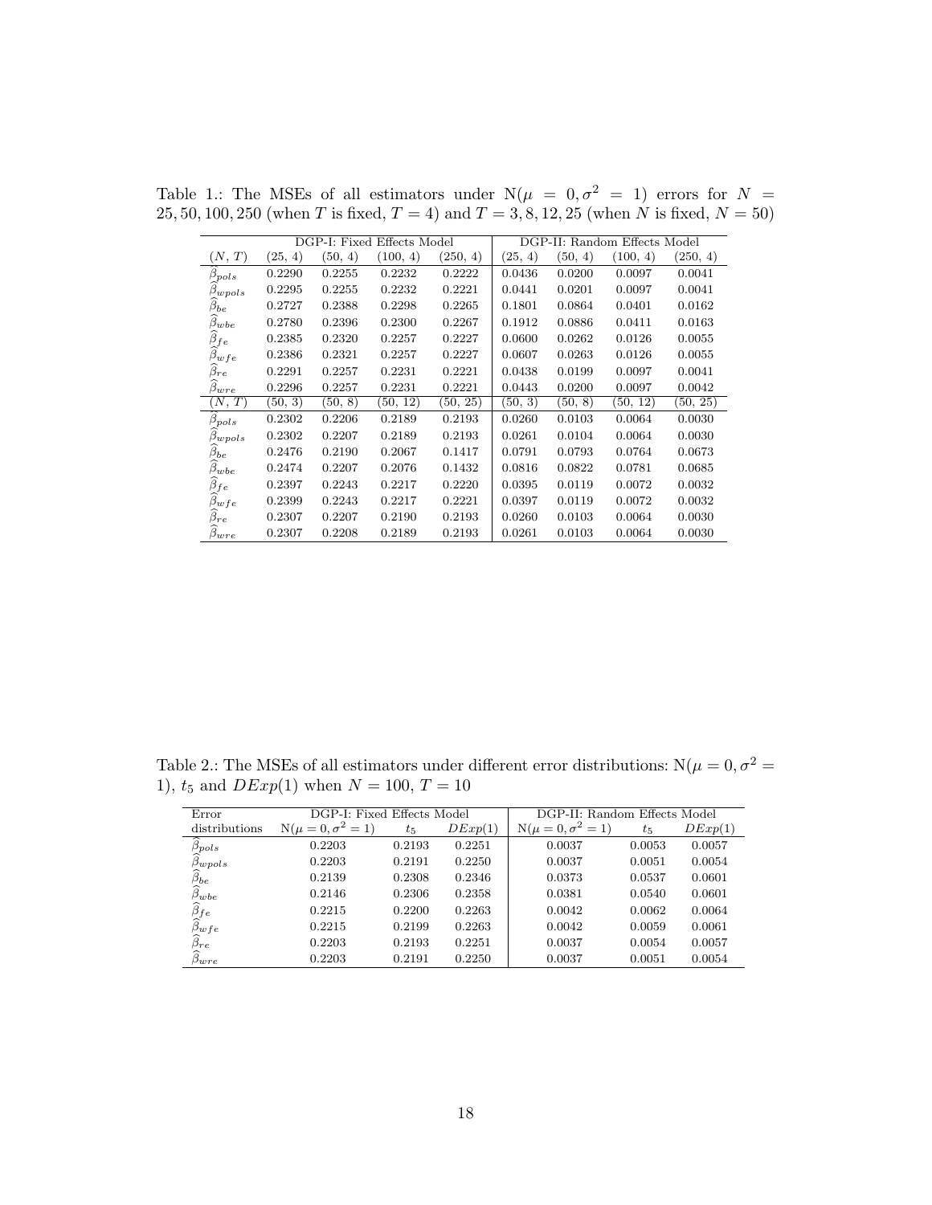Table 1.: The MSEs of all estimators under $N(\mu = 0, \sigma^2 = 1)$ errors for $N = 25, 50, 100, 250$ (when $T$ is fixed, $T = 4$) and $T = 3, 8, 12, 25$ (when $N$ is fixed, $N = 50$)

| | DGP-I: Fixed Effects Model | | | | DGP-II: Random Effects Model | | | |
|---|---|---|---|---|---|---|---|---|
| $(N, T)$ | (25, 4) | (50, 4) | (100, 4) | (250, 4) | (25, 4) | (50, 4) | (100, 4) | (250, 4) |
| $\widehat{\beta}_{pols}$ | 0.2290 | 0.2255 | 0.2232 | 0.2222 | 0.0436 | 0.0200 | 0.0097 | 0.0041 |
| $\widehat{\beta}_{wpols}$ | 0.2295 | 0.2255 | 0.2232 | 0.2221 | 0.0441 | 0.0201 | 0.0097 | 0.0041 |
| $\widehat{\beta}_{be}$ | 0.2727 | 0.2388 | 0.2298 | 0.2265 | 0.1801 | 0.0864 | 0.0401 | 0.0162 |
| $\widehat{\beta}_{wbe}$ | 0.2780 | 0.2396 | 0.2300 | 0.2267 | 0.1912 | 0.0886 | 0.0411 | 0.0163 |
| $\widehat{\beta}_{fe}$ | 0.2385 | 0.2320 | 0.2257 | 0.2227 | 0.0600 | 0.0262 | 0.0126 | 0.0055 |
| $\widehat{\beta}_{wfe}$ | 0.2386 | 0.2321 | 0.2257 | 0.2227 | 0.0607 | 0.0263 | 0.0126 | 0.0055 |
| $\widehat{\beta}_{re}$ | 0.2291 | 0.2257 | 0.2231 | 0.2221 | 0.0438 | 0.0199 | 0.0097 | 0.0041 |
| $\widehat{\beta}_{wre}$ | 0.2296 | 0.2257 | 0.2231 | 0.2221 | 0.0443 | 0.0200 | 0.0097 | 0.0042 |
| $(N, T)$ | (50, 3) | (50, 8) | (50, 12) | (50, 25) | (50, 3) | (50, 8) | (50, 12) | (50, 25) |
| $\widehat{\beta}_{pols}$ | 0.2302 | 0.2206 | 0.2189 | 0.2193 | 0.0260 | 0.0103 | 0.0064 | 0.0030 |
| $\widehat{\beta}_{wpols}$ | 0.2302 | 0.2207 | 0.2189 | 0.2193 | 0.0261 | 0.0104 | 0.0064 | 0.0030 |
| $\widehat{\beta}_{be}$ | 0.2476 | 0.2190 | 0.2067 | 0.1417 | 0.0791 | 0.0793 | 0.0764 | 0.0673 |
| $\widehat{\beta}_{wbe}$ | 0.2474 | 0.2207 | 0.2076 | 0.1432 | 0.0816 | 0.0822 | 0.0781 | 0.0685 |
| $\widehat{\beta}_{fe}$ | 0.2397 | 0.2243 | 0.2217 | 0.2220 | 0.0395 | 0.0119 | 0.0072 | 0.0032 |
| $\widehat{\beta}_{wfe}$ | 0.2399 | 0.2243 | 0.2217 | 0.2221 | 0.0397 | 0.0119 | 0.0072 | 0.0032 |
| $\widehat{\beta}_{re}$ | 0.2307 | 0.2207 | 0.2190 | 0.2193 | 0.0260 | 0.0103 | 0.0064 | 0.0030 |
| $\widehat{\beta}_{wre}$ | 0.2307 | 0.2208 | 0.2189 | 0.2193 | 0.0261 | 0.0103 | 0.0064 | 0.0030 |

Table 2.: The MSEs of all estimators under different error distributions: $N(\mu = 0, \sigma^2 = 1)$, $t_5$ and $DExp(1)$ when $N = 100$, $T = 10$

| Error | DGP-I: Fixed Effects Model | | | DGP-II: Random Effects Model | | |
|---|---|---|---|---|---|---|
| distributions | $N(\mu = 0, \sigma^2 = 1)$ | $t_5$ | $DExp(1)$ | $N(\mu = 0, \sigma^2 = 1)$ | $t_5$ | $DExp(1)$ |
| $\widehat{\beta}_{pols}$ | 0.2203 | 0.2193 | 0.2251 | 0.0037 | 0.0053 | 0.0057 |
| $\widehat{\beta}_{wpols}$ | 0.2203 | 0.2191 | 0.2250 | 0.0037 | 0.0051 | 0.0054 |
| $\widehat{\beta}_{be}$ | 0.2139 | 0.2308 | 0.2346 | 0.0373 | 0.0537 | 0.0601 |
| $\widehat{\beta}_{wbe}$ | 0.2146 | 0.2306 | 0.2358 | 0.0381 | 0.0540 | 0.0601 |
| $\widehat{\beta}_{fe}$ | 0.2215 | 0.2200 | 0.2263 | 0.0042 | 0.0062 | 0.0064 |
| $\widehat{\beta}_{wfe}$ | 0.2215 | 0.2199 | 0.2263 | 0.0042 | 0.0059 | 0.0061 |
| $\widehat{\beta}_{re}$ | 0.2203 | 0.2193 | 0.2251 | 0.0037 | 0.0054 | 0.0057 |
| $\widehat{\beta}_{wre}$ | 0.2203 | 0.2191 | 0.2250 | 0.0037 | 0.0051 | 0.0054 |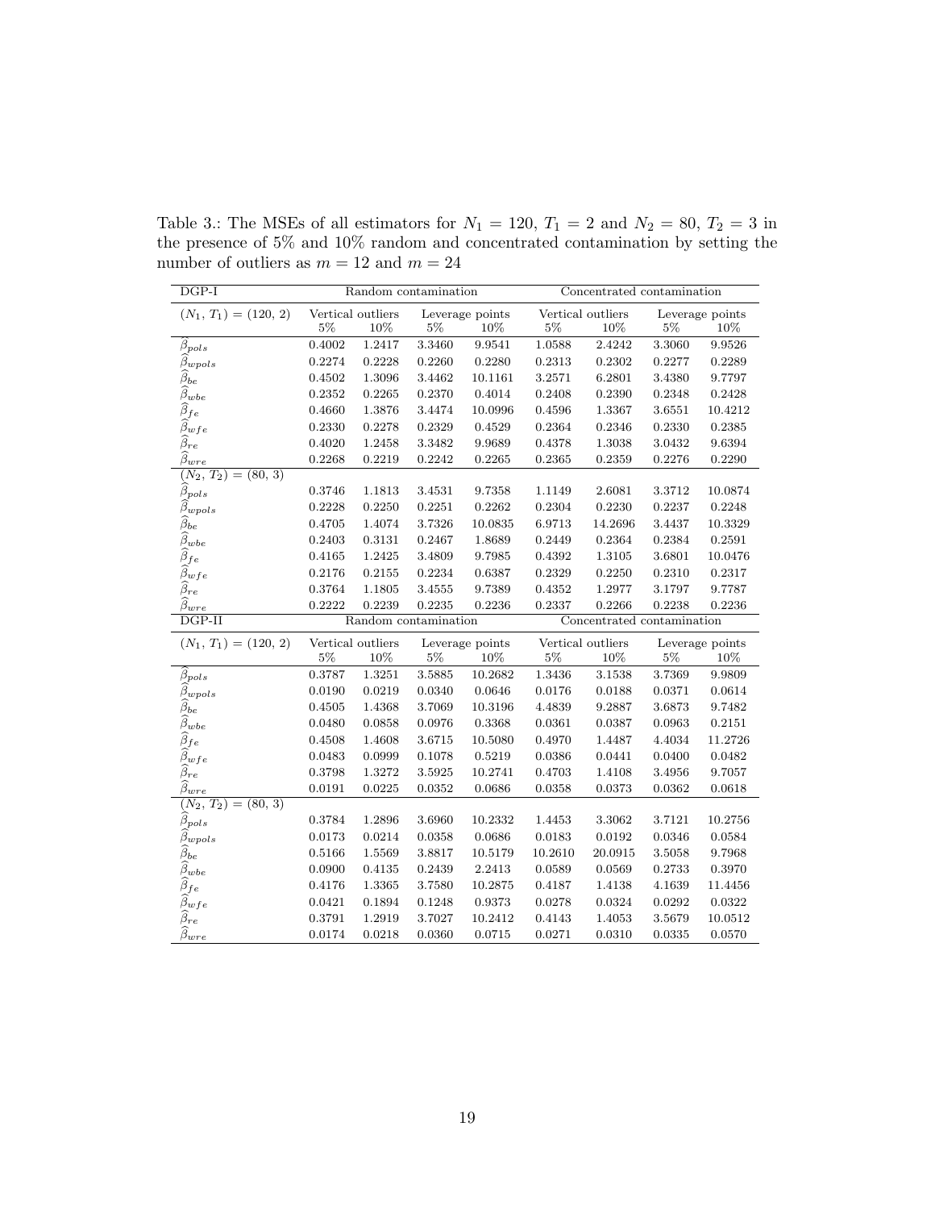Table 3.: The MSEs of all estimators for $N_1 = 120$, $T_1 = 2$ and $N_2 = 80$, $T_2 = 3$ in the presence of 5% and 10% random and concentrated contamination by setting the number of outliers as $m = 12$ and $m = 24$

| DGP-I | Random contamination | | | | Concentrated contamination | | | |
|---|---|---|---|---|---|---|---|---|
| $(N_1, T_1) = (120, 2)$ | Vertical outliers | | Leverage points | | Vertical outliers | | Leverage points | |
| | 5% | 10% | 5% | 10% | 5% | 10% | 5% | 10% |
| $\widehat{\beta}_{pols}$ | 0.4002 | 1.2417 | 3.3460 | 9.9541 | 1.0588 | 2.4242 | 3.3060 | 9.9526 |
| $\widehat{\beta}_{wpols}$ | 0.2274 | 0.2228 | 0.2260 | 0.2280 | 0.2313 | 0.2302 | 0.2277 | 0.2289 |
| $\widehat{\beta}_{be}$ | 0.4502 | 1.3096 | 3.4462 | 10.1161 | 3.2571 | 6.2801 | 3.4380 | 9.7797 |
| $\widehat{\beta}_{wbe}$ | 0.2352 | 0.2265 | 0.2370 | 0.4014 | 0.2408 | 0.2390 | 0.2348 | 0.2428 |
| $\widehat{\beta}_{fe}$ | 0.4660 | 1.3876 | 3.4474 | 10.0996 | 0.4596 | 1.3367 | 3.6551 | 10.4212 |
| $\widehat{\beta}_{wfe}$ | 0.2330 | 0.2278 | 0.2329 | 0.4529 | 0.2364 | 0.2346 | 0.2330 | 0.2385 |
| $\widehat{\beta}_{re}$ | 0.4020 | 1.2458 | 3.3482 | 9.9689 | 0.4378 | 1.3038 | 3.0432 | 9.6394 |
| $\widehat{\beta}_{wre}$ | 0.2268 | 0.2219 | 0.2242 | 0.2265 | 0.2365 | 0.2359 | 0.2276 | 0.2290 |
| $(N_2, T_2) = (80, 3)$ | | | | | | | | |
| $\widehat{\beta}_{pols}$ | 0.3746 | 1.1813 | 3.4531 | 9.7358 | 1.1149 | 2.6081 | 3.3712 | 10.0874 |
| $\widehat{\beta}_{wpols}$ | 0.2228 | 0.2250 | 0.2251 | 0.2262 | 0.2304 | 0.2230 | 0.2237 | 0.2248 |
| $\widehat{\beta}_{be}$ | 0.4705 | 1.4074 | 3.7326 | 10.0835 | 6.9713 | 14.2696 | 3.4437 | 10.3329 |
| $\widehat{\beta}_{wbe}$ | 0.2403 | 0.3131 | 0.2467 | 1.8689 | 0.2449 | 0.2364 | 0.2384 | 0.2591 |
| $\widehat{\beta}_{fe}$ | 0.4165 | 1.2425 | 3.4809 | 9.7985 | 0.4392 | 1.3105 | 3.6801 | 10.0476 |
| $\widehat{\beta}_{wfe}$ | 0.2176 | 0.2155 | 0.2234 | 0.6387 | 0.2329 | 0.2250 | 0.2310 | 0.2317 |
| $\widehat{\beta}_{re}$ | 0.3764 | 1.1805 | 3.4555 | 9.7389 | 0.4352 | 1.2977 | 3.1797 | 9.7787 |
| $\widehat{\beta}_{wre}$ | 0.2222 | 0.2239 | 0.2235 | 0.2236 | 0.2337 | 0.2266 | 0.2238 | 0.2236 |
| DGP-II | Random contamination | | | | Concentrated contamination | | | |
| $(N_1, T_1) = (120, 2)$ | Vertical outliers | | Leverage points | | Vertical outliers | | Leverage points | |
| | 5% | 10% | 5% | 10% | 5% | 10% | 5% | 10% |
| $\widehat{\beta}_{pols}$ | 0.3787 | 1.3251 | 3.5885 | 10.2682 | 1.3436 | 3.1538 | 3.7369 | 9.9809 |
| $\widehat{\beta}_{wpols}$ | 0.0190 | 0.0219 | 0.0340 | 0.0646 | 0.0176 | 0.0188 | 0.0371 | 0.0614 |
| $\widehat{\beta}_{be}$ | 0.4505 | 1.4368 | 3.7069 | 10.3196 | 4.4839 | 9.2887 | 3.6873 | 9.7482 |
| $\widehat{\beta}_{wbe}$ | 0.0480 | 0.0858 | 0.0976 | 0.3368 | 0.0361 | 0.0387 | 0.0963 | 0.2151 |
| $\widehat{\beta}_{fe}$ | 0.4508 | 1.4608 | 3.6715 | 10.5080 | 0.4970 | 1.4487 | 4.4034 | 11.2726 |
| $\widehat{\beta}_{wfe}$ | 0.0483 | 0.0999 | 0.1078 | 0.5219 | 0.0386 | 0.0441 | 0.0400 | 0.0482 |
| $\widehat{\beta}_{re}$ | 0.3798 | 1.3272 | 3.5925 | 10.2741 | 0.4703 | 1.4108 | 3.4956 | 9.7057 |
| $\widehat{\beta}_{wre}$ | 0.0191 | 0.0225 | 0.0352 | 0.0686 | 0.0358 | 0.0373 | 0.0362 | 0.0618 |
| $(N_2, T_2) = (80, 3)$ | | | | | | | | |
| $\widehat{\beta}_{pols}$ | 0.3784 | 1.2896 | 3.6960 | 10.2332 | 1.4453 | 3.3062 | 3.7121 | 10.2756 |
| $\widehat{\beta}_{wpols}$ | 0.0173 | 0.0214 | 0.0358 | 0.0686 | 0.0183 | 0.0192 | 0.0346 | 0.0584 |
| $\widehat{\beta}_{be}$ | 0.5166 | 1.5569 | 3.8817 | 10.5179 | 10.2610 | 20.0915 | 3.5058 | 9.7968 |
| $\widehat{\beta}_{wbe}$ | 0.0900 | 0.4135 | 0.2439 | 2.2413 | 0.0589 | 0.0569 | 0.2733 | 0.3970 |
| $\widehat{\beta}_{fe}$ | 0.4176 | 1.3365 | 3.7580 | 10.2875 | 0.4187 | 1.4138 | 4.1639 | 11.4456 |
| $\widehat{\beta}_{wfe}$ | 0.0421 | 0.1894 | 0.1248 | 0.9373 | 0.0278 | 0.0324 | 0.0292 | 0.0322 |
| $\widehat{\beta}_{re}$ | 0.3791 | 1.2919 | 3.7027 | 10.2412 | 0.4143 | 1.4053 | 3.5679 | 10.0512 |
| $\widehat{\beta}_{wre}$ | 0.0174 | 0.0218 | 0.0360 | 0.0715 | 0.0271 | 0.0310 | 0.0335 | 0.0570 |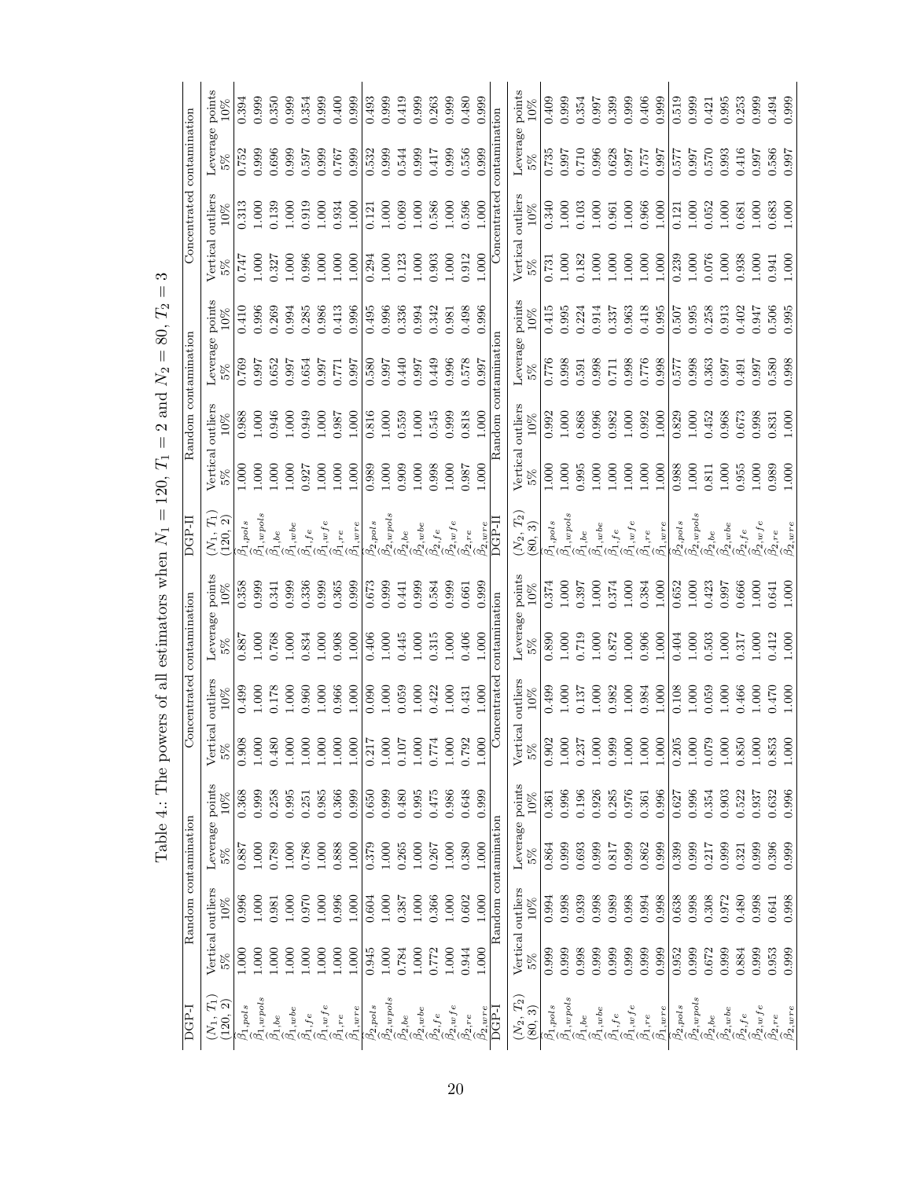Table 4.: The powers of all estimators when $N_1 = 120$, $T_1 = 2$ and $N_2 = 80$, $T_2 = 3$

| DGP-I | Random contamination | | | | Concentrated contamination | | | | DGP-II | Random contamination | | | | Concentrated contamination | | | |
|---|---|---|---|---|---|---|---|---|---|---|---|---|---|---|---|---|---|
| $(N_1, T_1)$ (120, 2) | Vertical outliers 5% | 10% | Leverage points 5% | 10% | Vertical outliers 5% | 10% | Leverage points 5% | 10% | $(N_1, T_1)$ (120, 2) | Vertical outliers 5% | 10% | Leverage points 5% | 10% | Vertical outliers 5% | 10% | Leverage points 5% | 10% |
| $\hat{\beta}_{1,pols}$ | 1.000 | 0.996 | 0.887 | 0.368 | 0.908 | 0.499 | 0.887 | 0.358 | $\hat{\beta}_{1,pols}$ | 1.000 | 0.988 | 0.769 | 0.410 | 0.747 | 0.313 | 0.752 | 0.394 |
| $\hat{\beta}_{1,wpols}$ | 1.000 | 1.000 | 1.000 | 0.999 | 1.000 | 1.000 | 1.000 | 0.999 | $\hat{\beta}_{1,wpols}$ | 1.000 | 1.000 | 0.997 | 0.996 | 1.000 | 1.000 | 0.999 | 0.999 |
| $\hat{\beta}_{1,be}$ | 1.000 | 0.981 | 0.789 | 0.258 | 0.480 | 0.178 | 0.768 | 0.341 | $\hat{\beta}_{1,be}$ | 1.000 | 0.946 | 0.652 | 0.269 | 0.327 | 0.139 | 0.696 | 0.350 |
| $\hat{\beta}_{1,wbe}$ | 1.000 | 1.000 | 1.000 | 0.995 | 1.000 | 1.000 | 1.000 | 0.999 | $\hat{\beta}_{1,wbe}$ | 1.000 | 1.000 | 0.997 | 0.994 | 1.000 | 1.000 | 0.999 | 0.999 |
| $\hat{\beta}_{1,fe}$ | 1.000 | 0.970 | 0.786 | 0.251 | 1.000 | 0.960 | 0.834 | 0.336 | $\hat{\beta}_{1,fe}$ | 0.927 | 0.949 | 0.654 | 0.285 | 0.996 | 0.919 | 0.597 | 0.354 |
| $\hat{\beta}_{1,wfe}$ | 1.000 | 1.000 | 1.000 | 0.985 | 1.000 | 1.000 | 1.000 | 0.999 | $\hat{\beta}_{1,wfe}$ | 1.000 | 1.000 | 0.997 | 0.986 | 1.000 | 1.000 | 0.999 | 0.999 |
| $\hat{\beta}_{1,re}$ | 1.000 | 0.996 | 0.888 | 0.366 | 1.000 | 0.966 | 0.908 | 0.365 | $\hat{\beta}_{1,re}$ | 1.000 | 0.987 | 0.771 | 0.413 | 1.000 | 0.934 | 0.767 | 0.400 |
| $\hat{\beta}_{1,wre}$ | 1.000 | 1.000 | 1.000 | 0.999 | 1.000 | 1.000 | 1.000 | 0.999 | $\hat{\beta}_{1,wre}$ | 1.000 | 1.000 | 0.997 | 0.996 | 1.000 | 1.000 | 0.999 | 0.999 |
| $\hat{\beta}_{2,pols}$ | 0.945 | 0.604 | 0.379 | 0.650 | 0.217 | 0.090 | 0.406 | 0.673 | $\hat{\beta}_{2,pols}$ | 0.989 | 0.816 | 0.580 | 0.495 | 0.294 | 0.121 | 0.532 | 0.493 |
| $\hat{\beta}_{2,wpols}$ | 1.000 | 1.000 | 1.000 | 0.999 | 1.000 | 1.000 | 1.000 | 0.999 | $\hat{\beta}_{2,wpols}$ | 1.000 | 1.000 | 0.997 | 0.996 | 1.000 | 1.000 | 0.999 | 0.999 |
| $\hat{\beta}_{2,be}$ | 0.784 | 0.387 | 0.265 | 0.480 | 0.107 | 0.059 | 0.445 | 0.441 | $\hat{\beta}_{2,be}$ | 0.909 | 0.559 | 0.440 | 0.336 | 0.123 | 0.069 | 0.544 | 0.419 |
| $\hat{\beta}_{2,wbe}$ | 1.000 | 1.000 | 1.000 | 0.995 | 1.000 | 1.000 | 1.000 | 0.999 | $\hat{\beta}_{2,wbe}$ | 1.000 | 1.000 | 0.997 | 0.994 | 1.000 | 1.000 | 0.999 | 0.999 |
| $\hat{\beta}_{2,fe}$ | 0.772 | 0.366 | 0.267 | 0.475 | 0.774 | 0.422 | 0.315 | 0.584 | $\hat{\beta}_{2,fe}$ | 0.998 | 0.545 | 0.449 | 0.342 | 0.903 | 0.586 | 0.417 | 0.263 |
| $\hat{\beta}_{2,wfe}$ | 1.000 | 1.000 | 1.000 | 0.986 | 1.000 | 1.000 | 1.000 | 0.999 | $\hat{\beta}_{2,wfe}$ | 1.000 | 0.999 | 0.996 | 0.981 | 1.000 | 1.000 | 0.999 | 0.999 |
| $\hat{\beta}_{2,re}$ | 0.944 | 0.602 | 0.380 | 0.648 | 0.792 | 0.431 | 0.406 | 0.661 | $\hat{\beta}_{2,re}$ | 0.987 | 0.818 | 0.578 | 0.498 | 0.912 | 0.596 | 0.556 | 0.480 |
| $\hat{\beta}_{2,wre}$ | 1.000 | 1.000 | 1.000 | 0.999 | 1.000 | 1.000 | 1.000 | 0.999 | $\hat{\beta}_{2,wre}$ | 1.000 | 1.000 | 0.997 | 0.996 | 1.000 | 1.000 | 0.999 | 0.999 |
| DGP-I | Random contamination | | | | Concentrated contamination | | | | DGP-II | Random contamination | | | | Concentrated contamination | | | |
| $(N_2, T_2)$ (80, 3) | Vertical outliers 5% | 10% | Leverage points 5% | 10% | Vertical outliers 5% | 10% | Leverage points 5% | 10% | $(N_2, T_2)$ (80, 3) | Vertical outliers 5% | 10% | Leverage points 5% | 10% | Vertical outliers 5% | 10% | Leverage points 5% | 10% |
| $\hat{\beta}_{1,pols}$ | 0.999 | 0.994 | 0.864 | 0.361 | 0.902 | 0.499 | 0.890 | 0.374 | $\hat{\beta}_{1,pols}$ | 1.000 | 0.992 | 0.776 | 0.415 | 0.731 | 0.340 | 0.735 | 0.409 |
| $\hat{\beta}_{1,wpols}$ | 0.999 | 0.998 | 0.999 | 0.996 | 1.000 | 1.000 | 1.000 | 1.000 | $\hat{\beta}_{1,wpols}$ | 1.000 | 1.000 | 0.998 | 0.995 | 1.000 | 1.000 | 0.997 | 0.999 |
| $\hat{\beta}_{1,be}$ | 0.998 | 0.939 | 0.693 | 0.196 | 0.237 | 0.137 | 0.719 | 0.397 | $\hat{\beta}_{1,be}$ | 0.995 | 0.868 | 0.591 | 0.224 | 0.182 | 0.103 | 0.710 | 0.354 |
| $\hat{\beta}_{1,wbe}$ | 0.999 | 0.998 | 0.999 | 0.926 | 1.000 | 1.000 | 1.000 | 1.000 | $\hat{\beta}_{1,wbe}$ | 1.000 | 0.996 | 0.998 | 0.914 | 1.000 | 1.000 | 0.996 | 0.997 |
| $\hat{\beta}_{1,fe}$ | 0.999 | 0.989 | 0.817 | 0.285 | 0.999 | 0.982 | 0.872 | 0.374 | $\hat{\beta}_{1,fe}$ | 1.000 | 0.982 | 0.711 | 0.337 | 1.000 | 0.961 | 0.628 | 0.399 |
| $\hat{\beta}_{1,wfe}$ | 0.999 | 0.998 | 0.999 | 0.976 | 1.000 | 1.000 | 1.000 | 1.000 | $\hat{\beta}_{1,wfe}$ | 1.000 | 1.000 | 0.998 | 0.963 | 1.000 | 1.000 | 0.997 | 0.999 |
| $\hat{\beta}_{1,re}$ | 0.999 | 0.994 | 0.862 | 0.361 | 1.000 | 0.984 | 0.906 | 0.384 | $\hat{\beta}_{1,re}$ | 1.000 | 0.992 | 0.776 | 0.418 | 1.000 | 0.966 | 0.757 | 0.406 |
| $\hat{\beta}_{1,wre}$ | 0.999 | 0.998 | 0.999 | 0.996 | 1.000 | 1.000 | 1.000 | 1.000 | $\hat{\beta}_{1,wre}$ | 1.000 | 1.000 | 0.998 | 0.995 | 1.000 | 1.000 | 0.997 | 0.999 |
| $\hat{\beta}_{2,pols}$ | 0.952 | 0.638 | 0.399 | 0.627 | 0.205 | 0.108 | 0.404 | 0.652 | $\hat{\beta}_{2,pols}$ | 0.988 | 0.829 | 0.577 | 0.507 | 0.239 | 0.121 | 0.577 | 0.519 |
| $\hat{\beta}_{2,wpols}$ | 0.999 | 0.998 | 0.999 | 0.996 | 1.000 | 1.000 | 1.000 | 1.000 | $\hat{\beta}_{2,wpols}$ | 1.000 | 1.000 | 0.998 | 0.995 | 1.000 | 1.000 | 0.997 | 0.999 |
| $\hat{\beta}_{2,be}$ | 0.672 | 0.308 | 0.217 | 0.354 | 0.079 | 0.059 | 0.503 | 0.423 | $\hat{\beta}_{2,be}$ | 0.811 | 0.452 | 0.363 | 0.258 | 0.076 | 0.052 | 0.570 | 0.421 |
| $\hat{\beta}_{2,wbe}$ | 0.999 | 0.972 | 0.999 | 0.903 | 1.000 | 1.000 | 1.000 | 0.997 | $\hat{\beta}_{2,wbe}$ | 1.000 | 0.968 | 0.997 | 0.913 | 1.000 | 1.000 | 0.993 | 0.995 |
| $\hat{\beta}_{2,fe}$ | 0.884 | 0.480 | 0.321 | 0.522 | 0.850 | 0.466 | 0.317 | 0.666 | $\hat{\beta}_{2,fe}$ | 0.955 | 0.673 | 0.491 | 0.402 | 0.938 | 0.681 | 0.416 | 0.253 |
| $\hat{\beta}_{2,wfe}$ | 0.999 | 0.998 | 0.999 | 0.937 | 1.000 | 1.000 | 1.000 | 1.000 | $\hat{\beta}_{2,wfe}$ | 1.000 | 0.998 | 0.997 | 0.947 | 1.000 | 1.000 | 0.997 | 0.999 |
| $\hat{\beta}_{2,re}$ | 0.953 | 0.641 | 0.396 | 0.632 | 0.853 | 0.470 | 0.412 | 0.641 | $\hat{\beta}_{2,re}$ | 0.989 | 0.831 | 0.580 | 0.506 | 0.941 | 0.683 | 0.586 | 0.494 |
| $\hat{\beta}_{2,wre}$ | 0.999 | 0.998 | 0.999 | 0.996 | 1.000 | 1.000 | 1.000 | 1.000 | $\hat{\beta}_{2,wre}$ | 1.000 | 1.000 | 0.998 | 0.995 | 1.000 | 1.000 | 0.997 | 0.999 |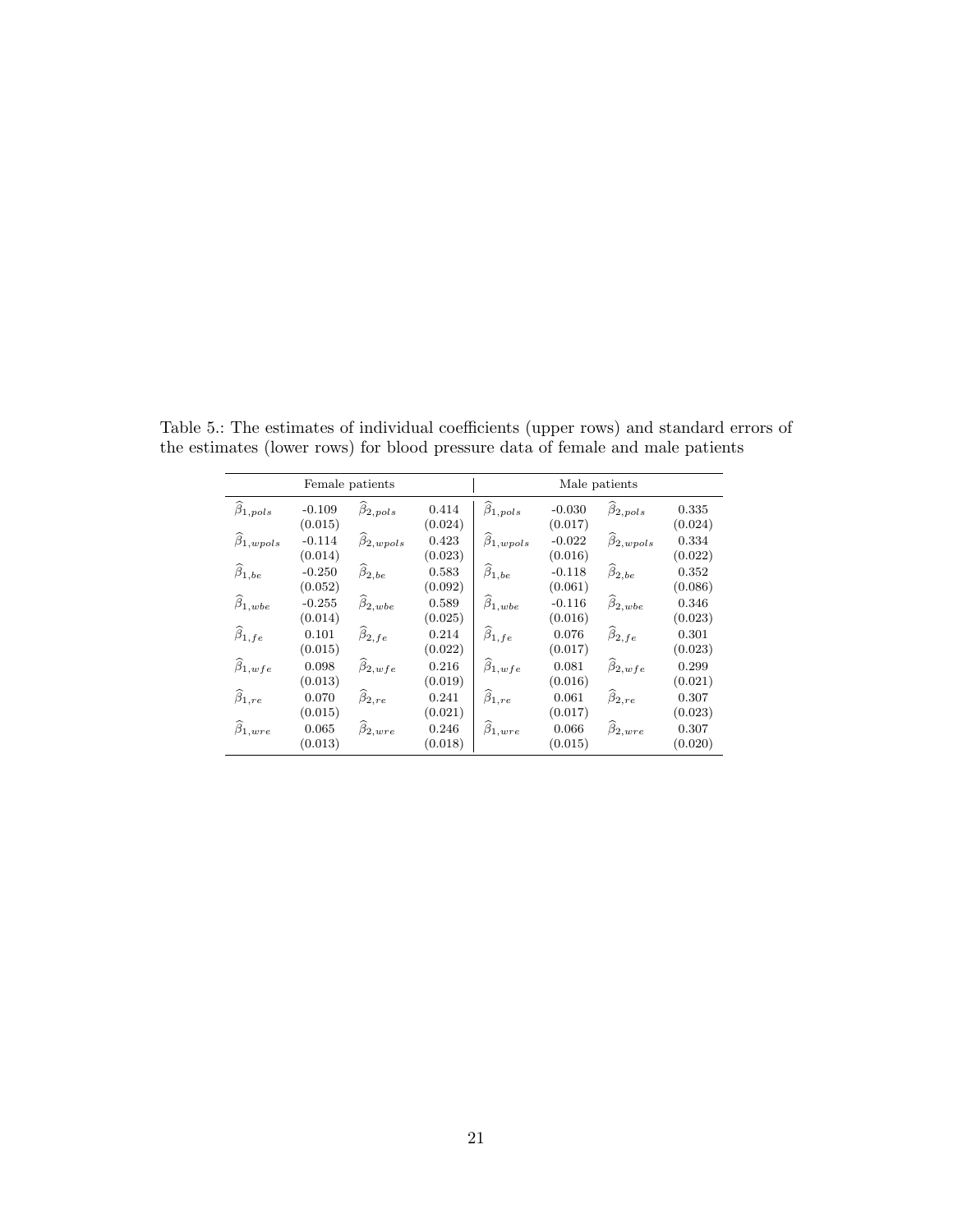Table 5.: The estimates of individual coefficients (upper rows) and standard errors of the estimates (lower rows) for blood pressure data of female and male patients

| Female patients | | | | Male patients | | | |
|---|---|---|---|---|---|---|---|
| $\widehat{\beta}_{1,pols}$ | -0.109 (0.015) | $\widehat{\beta}_{2,pols}$ | 0.414 (0.024) | $\widehat{\beta}_{1,pols}$ | -0.030 (0.017) | $\widehat{\beta}_{2,pols}$ | 0.335 (0.024) |
| $\widehat{\beta}_{1,wpols}$ | -0.114 (0.014) | $\widehat{\beta}_{2,wpols}$ | 0.423 (0.023) | $\widehat{\beta}_{1,wpols}$ | -0.022 (0.016) | $\widehat{\beta}_{2,wpols}$ | 0.334 (0.022) |
| $\widehat{\beta}_{1,be}$ | -0.250 (0.052) | $\widehat{\beta}_{2,be}$ | 0.583 (0.092) | $\widehat{\beta}_{1,be}$ | -0.118 (0.061) | $\widehat{\beta}_{2,be}$ | 0.352 (0.086) |
| $\widehat{\beta}_{1,wbe}$ | -0.255 (0.014) | $\widehat{\beta}_{2,wbe}$ | 0.589 (0.025) | $\widehat{\beta}_{1,wbe}$ | -0.116 (0.016) | $\widehat{\beta}_{2,wbe}$ | 0.346 (0.023) |
| $\widehat{\beta}_{1,fe}$ | 0.101 (0.015) | $\widehat{\beta}_{2,fe}$ | 0.214 (0.022) | $\widehat{\beta}_{1,fe}$ | 0.076 (0.017) | $\widehat{\beta}_{2,fe}$ | 0.301 (0.023) |
| $\widehat{\beta}_{1,wfe}$ | 0.098 (0.013) | $\widehat{\beta}_{2,wfe}$ | 0.216 (0.019) | $\widehat{\beta}_{1,wfe}$ | 0.081 (0.016) | $\widehat{\beta}_{2,wfe}$ | 0.299 (0.021) |
| $\widehat{\beta}_{1,re}$ | 0.070 (0.015) | $\widehat{\beta}_{2,re}$ | 0.241 (0.021) | $\widehat{\beta}_{1,re}$ | 0.061 (0.017) | $\widehat{\beta}_{2,re}$ | 0.307 (0.023) |
| $\widehat{\beta}_{1,wre}$ | 0.065 (0.013) | $\widehat{\beta}_{2,wre}$ | 0.246 (0.018) | $\widehat{\beta}_{1,wre}$ | 0.066 (0.015) | $\widehat{\beta}_{2,wre}$ | 0.307 (0.020) |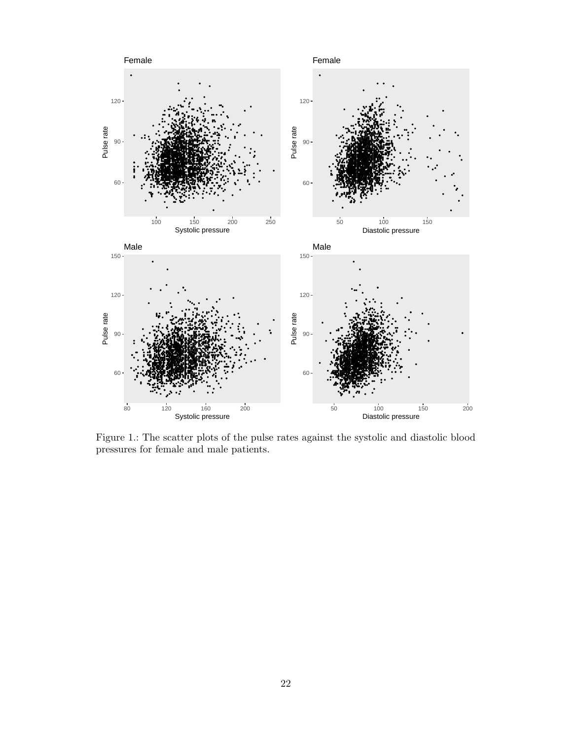Figure 1.: The scatter plots of the pulse rates against the systolic and diastolic blood pressures for female and male patients.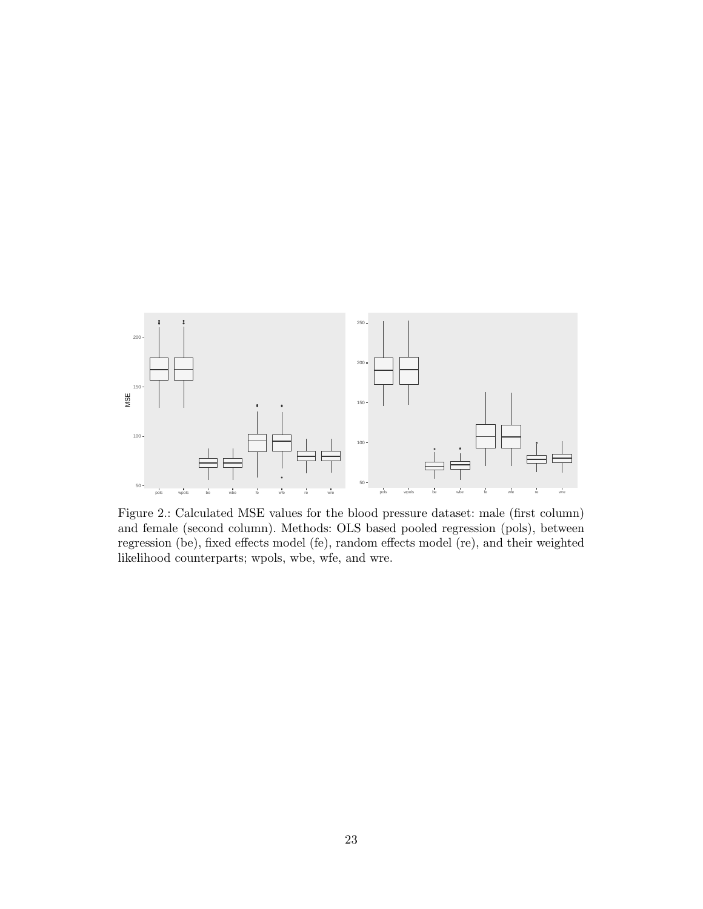MSE

200

150

100

50

pols wpols be wbe fe wfe re wre

250

200

150

100

50

pols wpols be wbe fe wfe re wre

Figure 2.: Calculated MSE values for the blood pressure dataset: male (first column) and female (second column). Methods: OLS based pooled regression (pols), between regression (be), fixed effects model (fe), random effects model (re), and their weighted likelihood counterparts; wpols, wbe, wfe, and wre.